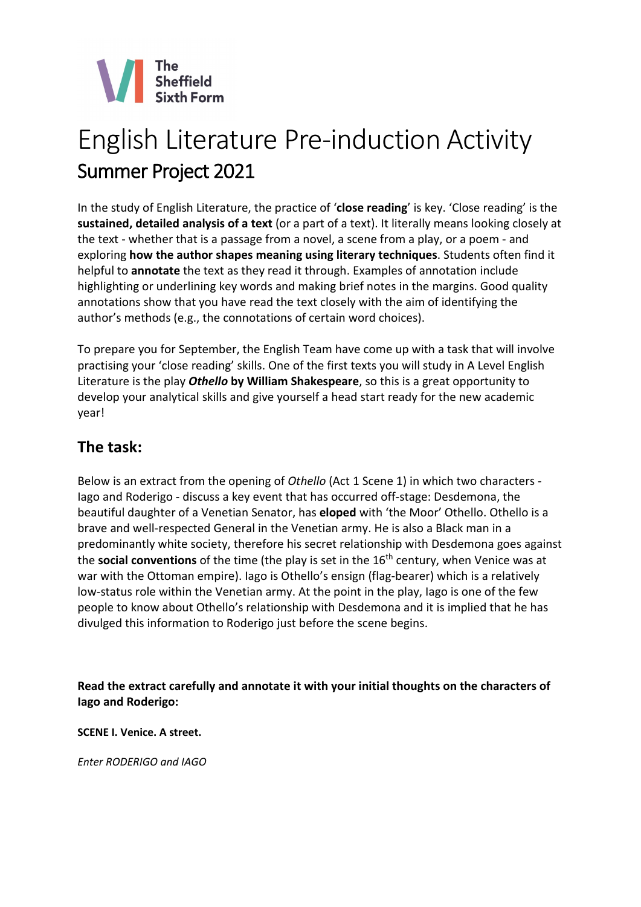The Sheffield Sixth Form

# English Literature Pre-induction Activity

## Summer Project 2021

In the study of English Literature, the practice of '**close reading**' is key. 'Close reading' is the **sustained, detailed analysis of a text** (or a part of a text). It literally means looking closely at the text - whether that is a passage from a novel, a scene from a play, or a poem - and exploring **how the author shapes meaning using literary techniques**. Students often find it helpful to **annotate** the text as they read it through. Examples of annotation include highlighting or underlining key words and making brief notes in the margins. Good quality annotations show that you have read the text closely with the aim of identifying the author's methods (e.g., the connotations of certain word choices).

To prepare you for September, the English Team have come up with a task that will involve practising your 'close reading' skills. One of the first texts you will study in A Level English Literature is the play ***Othello*** **by William Shakespeare**, so this is a great opportunity to develop your analytical skills and give yourself a head start ready for the new academic year!

### The task:

Below is an extract from the opening of *Othello* (Act 1 Scene 1) in which two characters - Iago and Roderigo - discuss a key event that has occurred off-stage: Desdemona, the beautiful daughter of a Venetian Senator, has **eloped** with 'the Moor' Othello. Othello is a brave and well-respected General in the Venetian army. He is also a Black man in a predominantly white society, therefore his secret relationship with Desdemona goes against the **social conventions** of the time (the play is set in the 16th century, when Venice was at war with the Ottoman empire). Iago is Othello's ensign (flag-bearer) which is a relatively low-status role within the Venetian army. At the point in the play, Iago is one of the few people to know about Othello's relationship with Desdemona and it is implied that he has divulged this information to Roderigo just before the scene begins.

**Read the extract carefully and annotate it with your initial thoughts on the characters of Iago and Roderigo:**

**SCENE I. Venice. A street.**

*Enter RODERIGO and IAGO*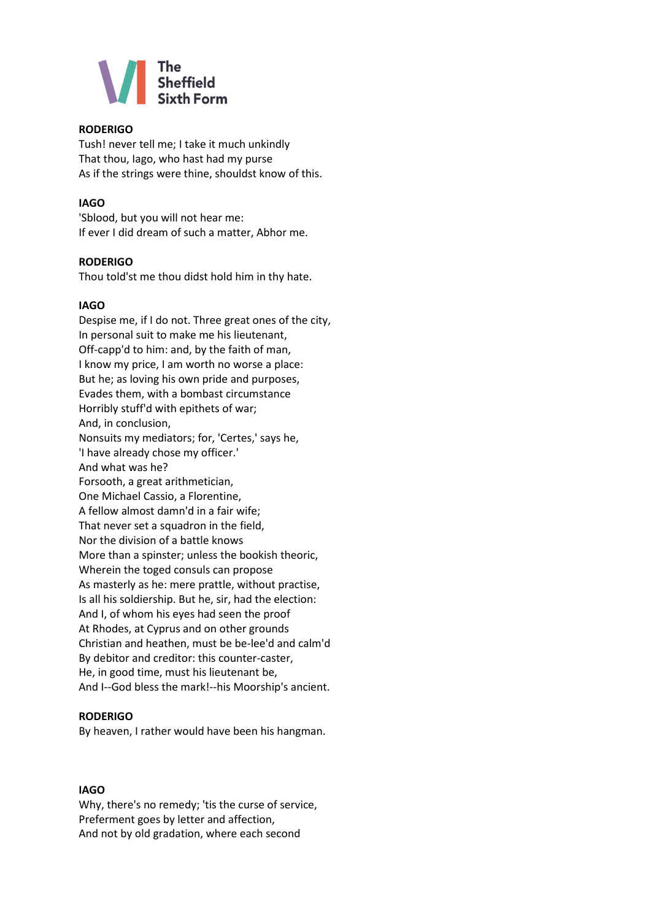**RODERIGO**
Tush! never tell me; I take it much unkindly
That thou, Iago, who hast had my purse
As if the strings were thine, shouldst know of this.

**IAGO**
'Sblood, but you will not hear me:
If ever I did dream of such a matter, Abhor me.

**RODERIGO**
Thou told'st me thou didst hold him in thy hate.

**IAGO**
Despise me, if I do not. Three great ones of the city,
In personal suit to make me his lieutenant,
Off-capp'd to him: and, by the faith of man,
I know my price, I am worth no worse a place:
But he; as loving his own pride and purposes,
Evades them, with a bombast circumstance
Horribly stuff'd with epithets of war;
And, in conclusion,
Nonsuits my mediators; for, 'Certes,' says he,
'I have already chose my officer.'
And what was he?
Forsooth, a great arithmetician,
One Michael Cassio, a Florentine,
A fellow almost damn'd in a fair wife;
That never set a squadron in the field,
Nor the division of a battle knows
More than a spinster; unless the bookish theoric,
Wherein the toged consuls can propose
As masterly as he: mere prattle, without practise,
Is all his soldiership. But he, sir, had the election:
And I, of whom his eyes had seen the proof
At Rhodes, at Cyprus and on other grounds
Christian and heathen, must be be-lee'd and calm'd
By debitor and creditor: this counter-caster,
He, in good time, must his lieutenant be,
And I--God bless the mark!--his Moorship's ancient.

**RODERIGO**
By heaven, I rather would have been his hangman.

**IAGO**
Why, there's no remedy; 'tis the curse of service,
Preferment goes by letter and affection,
And not by old gradation, where each second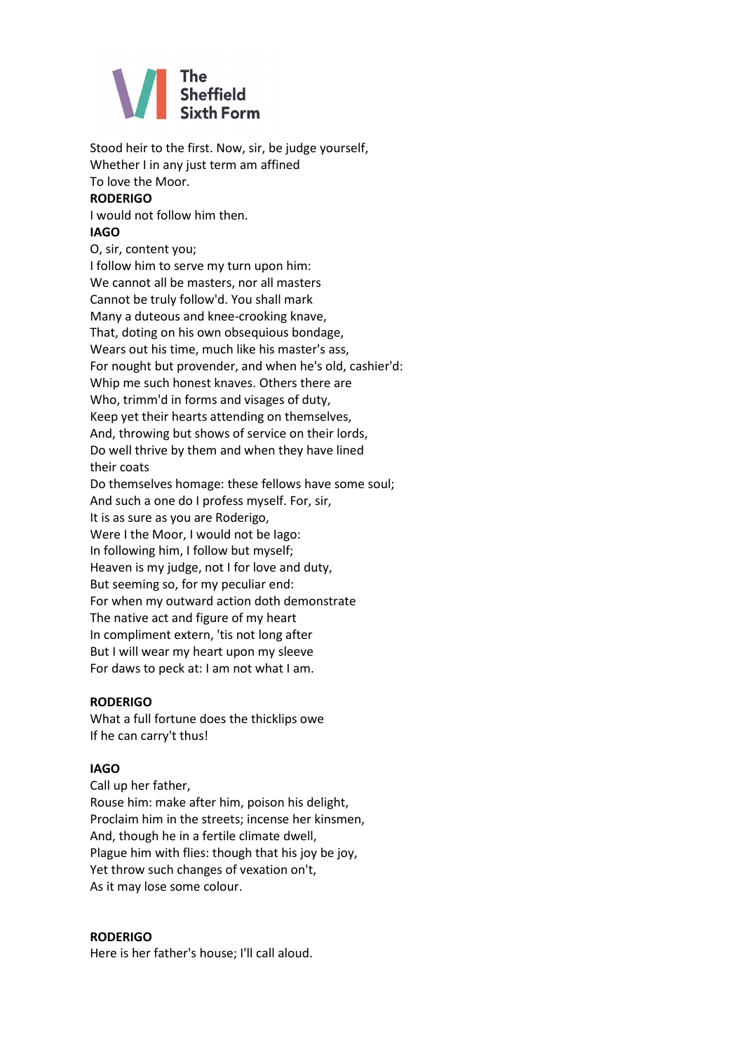Stood heir to the first. Now, sir, be judge yourself,
Whether I in any just term am affined
To love the Moor.

**RODERIGO**

I would not follow him then.

**IAGO**

O, sir, content you;
I follow him to serve my turn upon him:
We cannot all be masters, nor all masters
Cannot be truly follow'd. You shall mark
Many a duteous and knee-crooking knave,
That, doting on his own obsequious bondage,
Wears out his time, much like his master's ass,
For nought but provender, and when he's old, cashier'd:
Whip me such honest knaves. Others there are
Who, trimm'd in forms and visages of duty,
Keep yet their hearts attending on themselves,
And, throwing but shows of service on their lords,
Do well thrive by them and when they have lined
their coats
Do themselves homage: these fellows have some soul;
And such a one do I profess myself. For, sir,
It is as sure as you are Roderigo,
Were I the Moor, I would not be Iago:
In following him, I follow but myself;
Heaven is my judge, not I for love and duty,
But seeming so, for my peculiar end:
For when my outward action doth demonstrate
The native act and figure of my heart
In compliment extern, 'tis not long after
But I will wear my heart upon my sleeve
For daws to peck at: I am not what I am.

**RODERIGO**

What a full fortune does the thicklips owe
If he can carry't thus!

**IAGO**

Call up her father,
Rouse him: make after him, poison his delight,
Proclaim him in the streets; incense her kinsmen,
And, though he in a fertile climate dwell,
Plague him with flies: though that his joy be joy,
Yet throw such changes of vexation on't,
As it may lose some colour.

**RODERIGO**

Here is her father's house; I'll call aloud.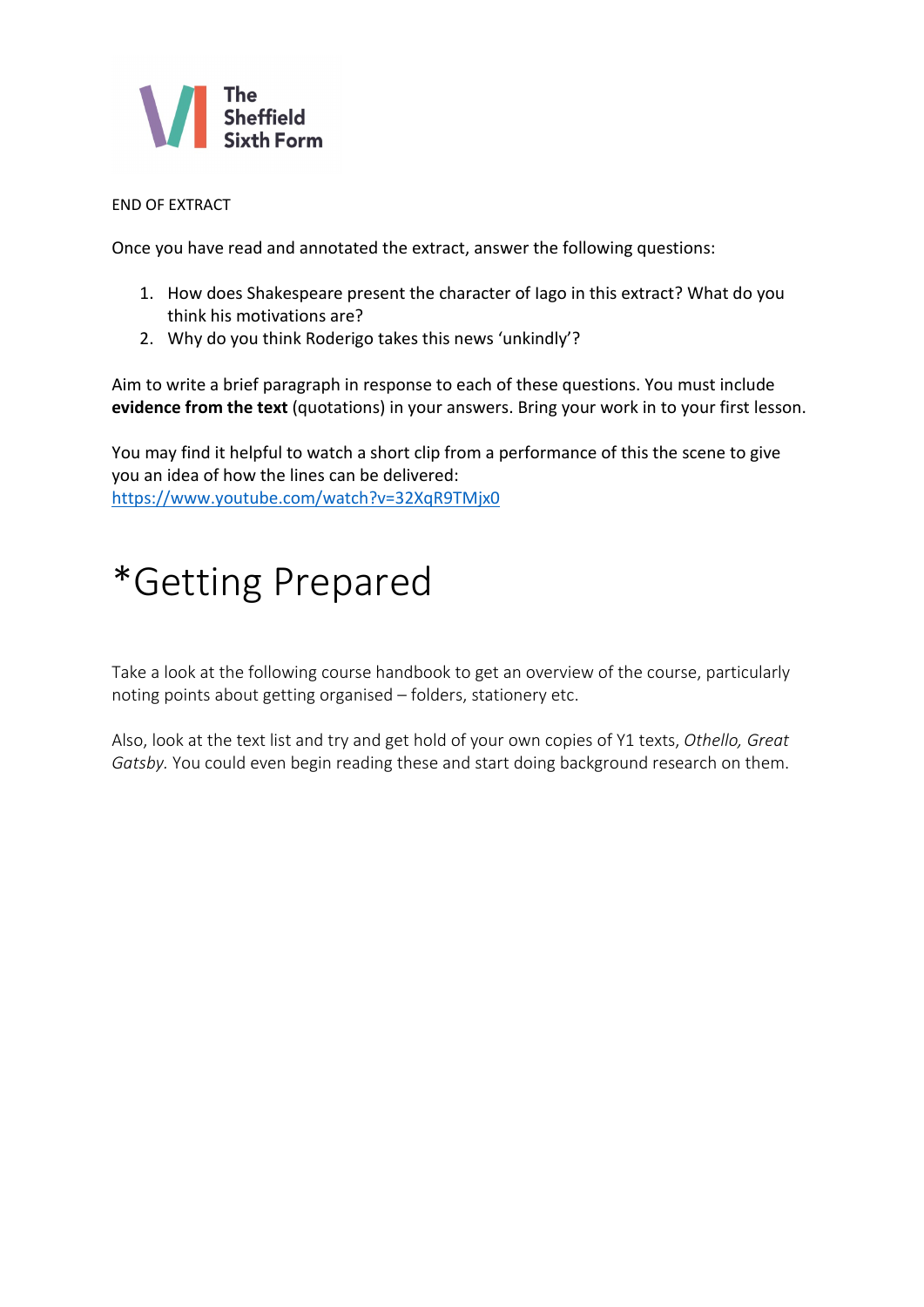END OF EXTRACT

Once you have read and annotated the extract, answer the following questions:

1. How does Shakespeare present the character of Iago in this extract? What do you think his motivations are?
2. Why do you think Roderigo takes this news 'unkindly'?

Aim to write a brief paragraph in response to each of these questions. You must include **evidence from the text** (quotations) in your answers. Bring your work in to your first lesson.

You may find it helpful to watch a short clip from a performance of this the scene to give you an idea of how the lines can be delivered:
https://www.youtube.com/watch?v=32XqR9TMjx0

# *Getting Prepared

Take a look at the following course handbook to get an overview of the course, particularly noting points about getting organised – folders, stationery etc.

Also, look at the text list and try and get hold of your own copies of Y1 texts, *Othello, Great Gatsby.* You could even begin reading these and start doing background research on them.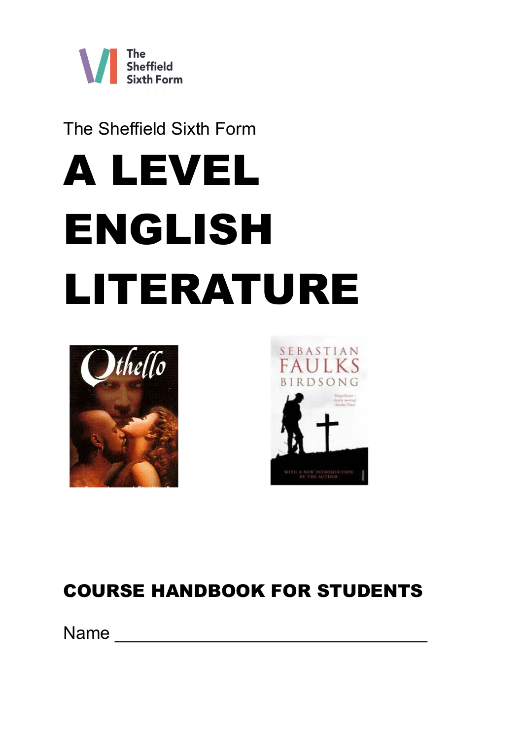The Sheffield Sixth Form

# A LEVEL ENGLISH LITERATURE

## COURSE HANDBOOK FOR STUDENTS

Name ________________________________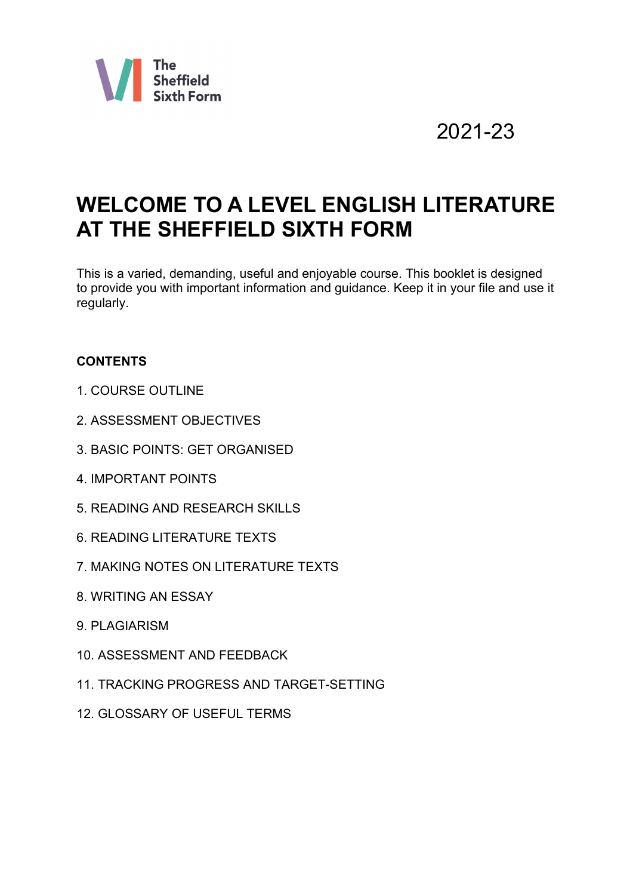The Sheffield Sixth Form

2021-23

# WELCOME TO A LEVEL ENGLISH LITERATURE AT THE SHEFFIELD SIXTH FORM

This is a varied, demanding, useful and enjoyable course. This booklet is designed to provide you with important information and guidance. Keep it in your file and use it regularly.

**CONTENTS**

1. COURSE OUTLINE
2. ASSESSMENT OBJECTIVES
3. BASIC POINTS: GET ORGANISED
4. IMPORTANT POINTS
5. READING AND RESEARCH SKILLS
6. READING LITERATURE TEXTS
7. MAKING NOTES ON LITERATURE TEXTS
8. WRITING AN ESSAY
9. PLAGIARISM
10. ASSESSMENT AND FEEDBACK
11. TRACKING PROGRESS AND TARGET-SETTING
12. GLOSSARY OF USEFUL TERMS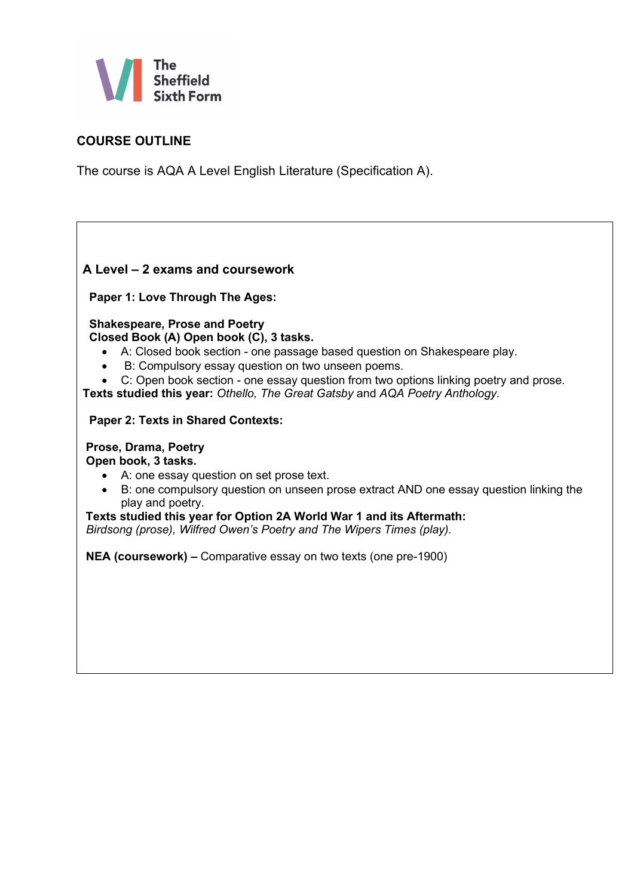The Sheffield Sixth Form

## COURSE OUTLINE

The course is AQA A Level English Literature (Specification A).

### A Level – 2 exams and coursework

**Paper 1: Love Through The Ages:**

**Shakespeare, Prose and Poetry**
**Closed Book (A) Open book (C), 3 tasks.**

- A: Closed book section - one passage based question on Shakespeare play.
- B: Compulsory essay question on two unseen poems.
- C: Open book section - one essay question from two options linking poetry and prose.

**Texts studied this year:** *Othello, The Great Gatsby* and *AQA Poetry Anthology*.

**Paper 2: Texts in Shared Contexts:**

**Prose, Drama, Poetry**
**Open book, 3 tasks.**

- A: one essay question on set prose text.
- B: one compulsory question on unseen prose extract AND one essay question linking the play and poetry.

**Texts studied this year for Option 2A World War 1 and its Aftermath:**
*Birdsong (prose), Wilfred Owen's Poetry and The Wipers Times (play).*

**NEA (coursework) –** Comparative essay on two texts (one pre-1900)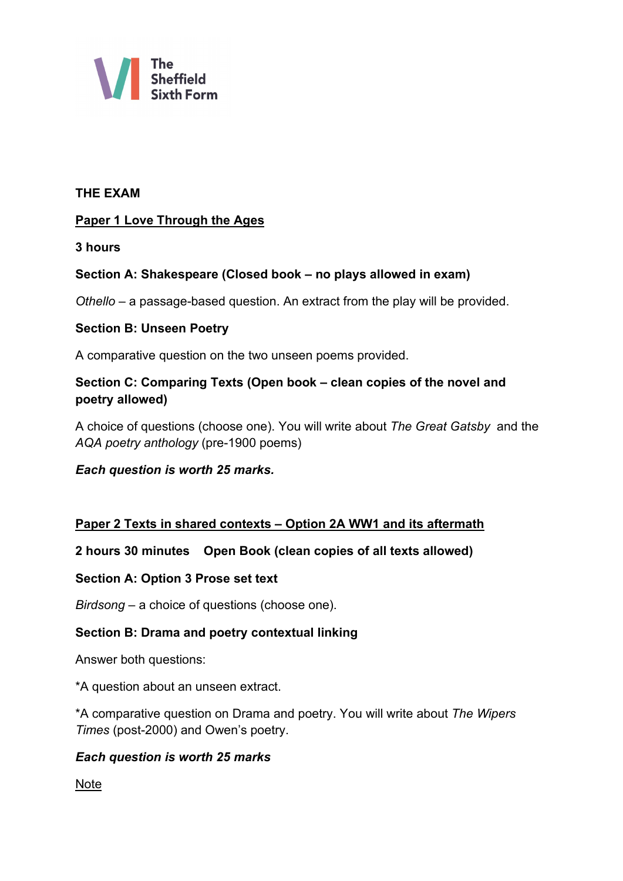The Sheffield Sixth Form

**THE EXAM**

**Paper 1 Love Through the Ages**

**3 hours**

**Section A: Shakespeare (Closed book – no plays allowed in exam)**

*Othello* – a passage-based question. An extract from the play will be provided.

**Section B: Unseen Poetry**

A comparative question on the two unseen poems provided.

**Section C: Comparing Texts (Open book – clean copies of the novel and poetry allowed)**

A choice of questions (choose one). You will write about *The Great Gatsby* and the *AQA poetry anthology* (pre-1900 poems)

***Each question is worth 25 marks.***

**Paper 2 Texts in shared contexts – Option 2A WW1 and its aftermath**

**2 hours 30 minutes Open Book (clean copies of all texts allowed)**

**Section A: Option 3 Prose set text**

*Birdsong* – a choice of questions (choose one).

**Section B: Drama and poetry contextual linking**

Answer both questions:

*A question about an unseen extract.

*A comparative question on Drama and poetry. You will write about *The Wipers Times* (post-2000) and Owen's poetry.

***Each question is worth 25 marks***

Note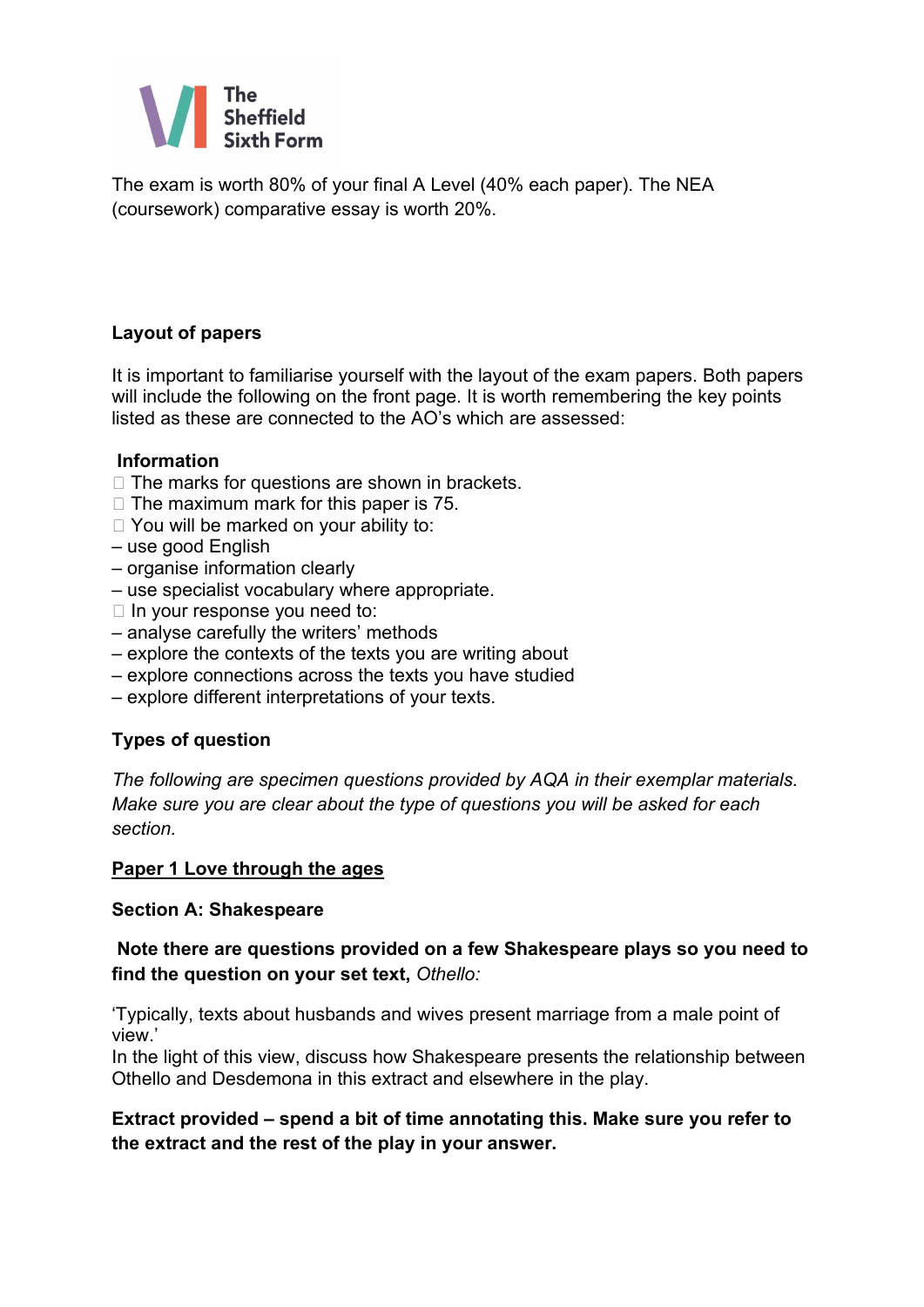The exam is worth 80% of your final A Level (40% each paper). The NEA (coursework) comparative essay is worth 20%.

**Layout of papers**

It is important to familiarise yourself with the layout of the exam papers. Both papers will include the following on the front page. It is worth remembering the key points listed as these are connected to the AO's which are assessed:

**Information**

- The marks for questions are shown in brackets.
- The maximum mark for this paper is 75.
- You will be marked on your ability to:
  - – use good English
  - – organise information clearly
  - – use specialist vocabulary where appropriate.
- In your response you need to:
  - – analyse carefully the writers' methods
  - – explore the contexts of the texts you are writing about
  - – explore connections across the texts you have studied
  - – explore different interpretations of your texts.

**Types of question**

*The following are specimen questions provided by AQA in their exemplar materials. Make sure you are clear about the type of questions you will be asked for each section.*

**Paper 1 Love through the ages**

**Section A: Shakespeare**

**Note there are questions provided on a few Shakespeare plays so you need to find the question on your set text,** *Othello:*

'Typically, texts about husbands and wives present marriage from a male point of view.'
In the light of this view, discuss how Shakespeare presents the relationship between Othello and Desdemona in this extract and elsewhere in the play.

**Extract provided – spend a bit of time annotating this. Make sure you refer to the extract and the rest of the play in your answer.**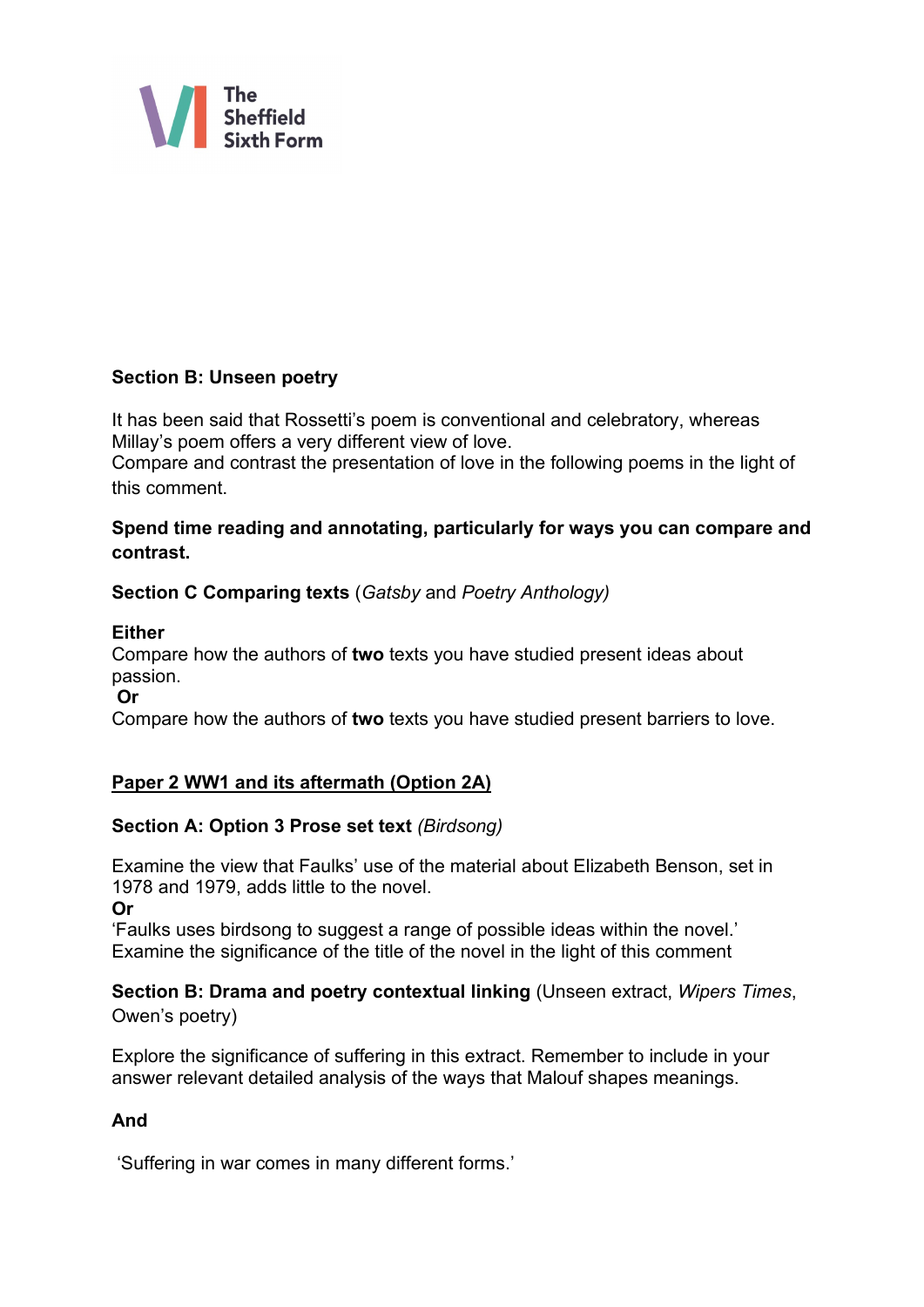**Section B: Unseen poetry**

It has been said that Rossetti's poem is conventional and celebratory, whereas Millay's poem offers a very different view of love.
Compare and contrast the presentation of love in the following poems in the light of this comment.

**Spend time reading and annotating, particularly for ways you can compare and contrast.**

**Section C Comparing texts** (*Gatsby* and *Poetry Anthology)*

**Either**
Compare how the authors of **two** texts you have studied present ideas about passion.
**Or**
Compare how the authors of **two** texts you have studied present barriers to love.

**<u>Paper 2 WW1 and its aftermath (Option 2A)</u>**

**Section A: Option 3 Prose set text** *(Birdsong)*

Examine the view that Faulks' use of the material about Elizabeth Benson, set in 1978 and 1979, adds little to the novel.
**Or**
'Faulks uses birdsong to suggest a range of possible ideas within the novel.'
Examine the significance of the title of the novel in the light of this comment

**Section B: Drama and poetry contextual linking** (Unseen extract, *Wipers Times*, Owen's poetry)

Explore the significance of suffering in this extract. Remember to include in your answer relevant detailed analysis of the ways that Malouf shapes meanings.

**And**

'Suffering in war comes in many different forms.'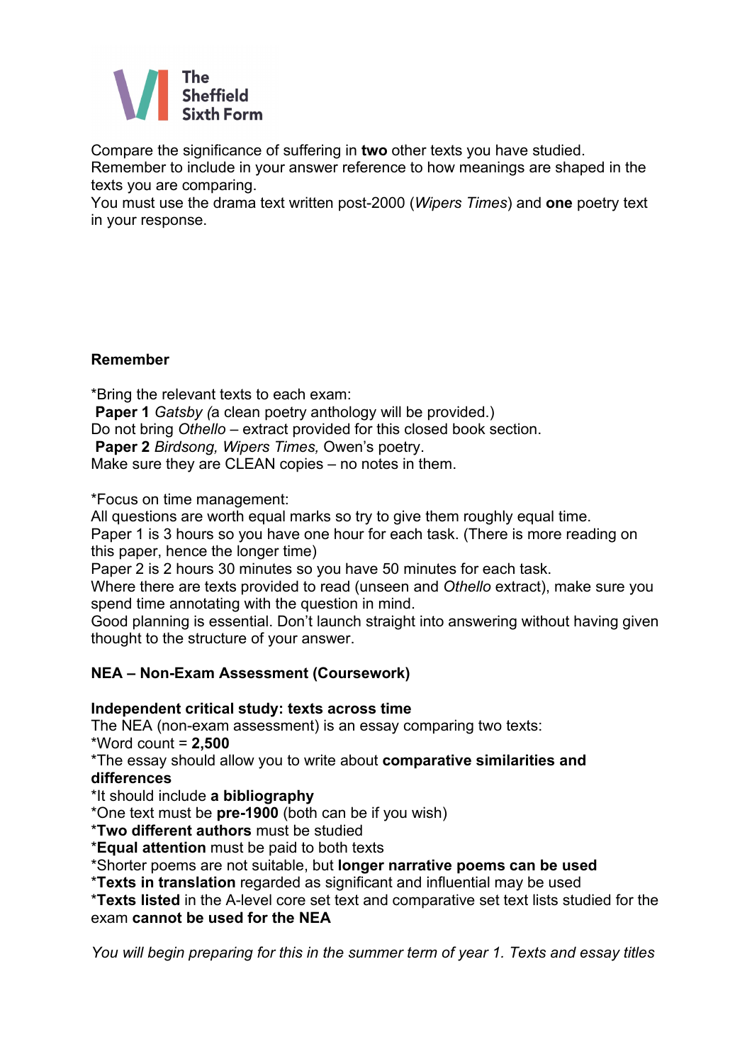Compare the significance of suffering in **two** other texts you have studied. Remember to include in your answer reference to how meanings are shaped in the texts you are comparing.
You must use the drama text written post-2000 (*Wipers Times*) and **one** poetry text in your response.

**Remember**

*Bring the relevant texts to each exam:
**Paper 1** *Gatsby (*a clean poetry anthology will be provided.)
Do not bring *Othello* – extract provided for this closed book section.
**Paper 2** *Birdsong, Wipers Times,* Owen's poetry.
Make sure they are CLEAN copies – no notes in them.

*Focus on time management:
All questions are worth equal marks so try to give them roughly equal time.
Paper 1 is 3 hours so you have one hour for each task. (There is more reading on this paper, hence the longer time)
Paper 2 is 2 hours 30 minutes so you have 50 minutes for each task.
Where there are texts provided to read (unseen and *Othello* extract), make sure you spend time annotating with the question in mind.
Good planning is essential. Don't launch straight into answering without having given thought to the structure of your answer.

**NEA – Non-Exam Assessment (Coursework)**

**Independent critical study: texts across time**
The NEA (non-exam assessment) is an essay comparing two texts:
*Word count = **2,500**
*The essay should allow you to write about **comparative similarities and differences**
*It should include **a bibliography**
*One text must be **pre-1900** (both can be if you wish)
***Two different authors** must be studied
***Equal attention** must be paid to both texts
*Shorter poems are not suitable, but **longer narrative poems can be used**
***Texts in translation** regarded as significant and influential may be used
***Texts listed** in the A-level core set text and comparative set text lists studied for the exam **cannot be used for the NEA**

*You will begin preparing for this in the summer term of year 1. Texts and essay titles*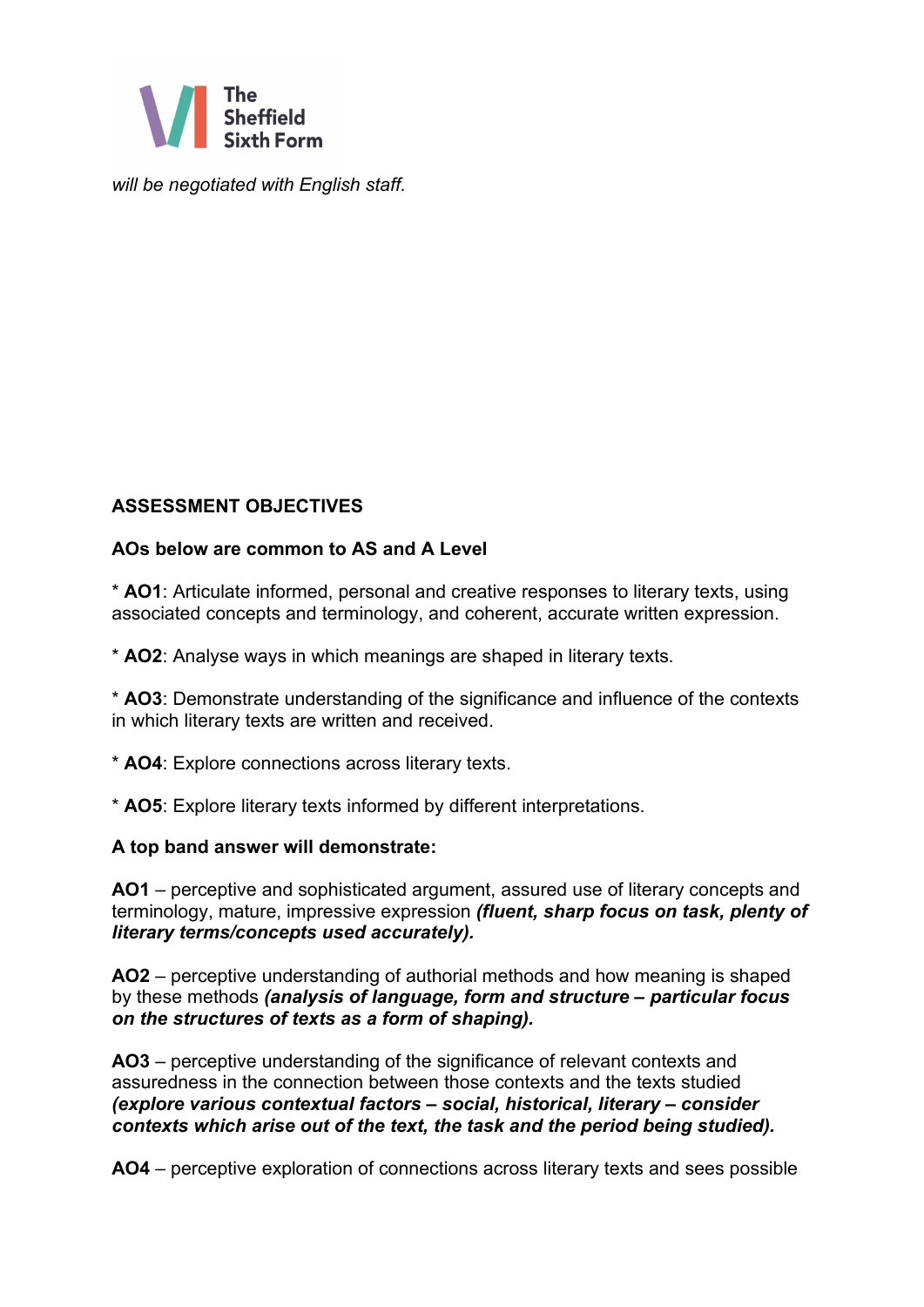*will be negotiated with English staff.*

**ASSESSMENT OBJECTIVES**

**AOs below are common to AS and A Level**

* **AO1**: Articulate informed, personal and creative responses to literary texts, using associated concepts and terminology, and coherent, accurate written expression.

* **AO2**: Analyse ways in which meanings are shaped in literary texts.

* **AO3**: Demonstrate understanding of the significance and influence of the contexts in which literary texts are written and received.

* **AO4**: Explore connections across literary texts.

* **AO5**: Explore literary texts informed by different interpretations.

**A top band answer will demonstrate:**

**AO1** – perceptive and sophisticated argument, assured use of literary concepts and terminology, mature, impressive expression ***(fluent, sharp focus on task, plenty of literary terms/concepts used accurately).***

**AO2** – perceptive understanding of authorial methods and how meaning is shaped by these methods ***(analysis of language, form and structure – particular focus on the structures of texts as a form of shaping).***

**AO3** – perceptive understanding of the significance of relevant contexts and assuredness in the connection between those contexts and the texts studied ***(explore various contextual factors – social, historical, literary – consider contexts which arise out of the text, the task and the period being studied).***

**AO4** – perceptive exploration of connections across literary texts and sees possible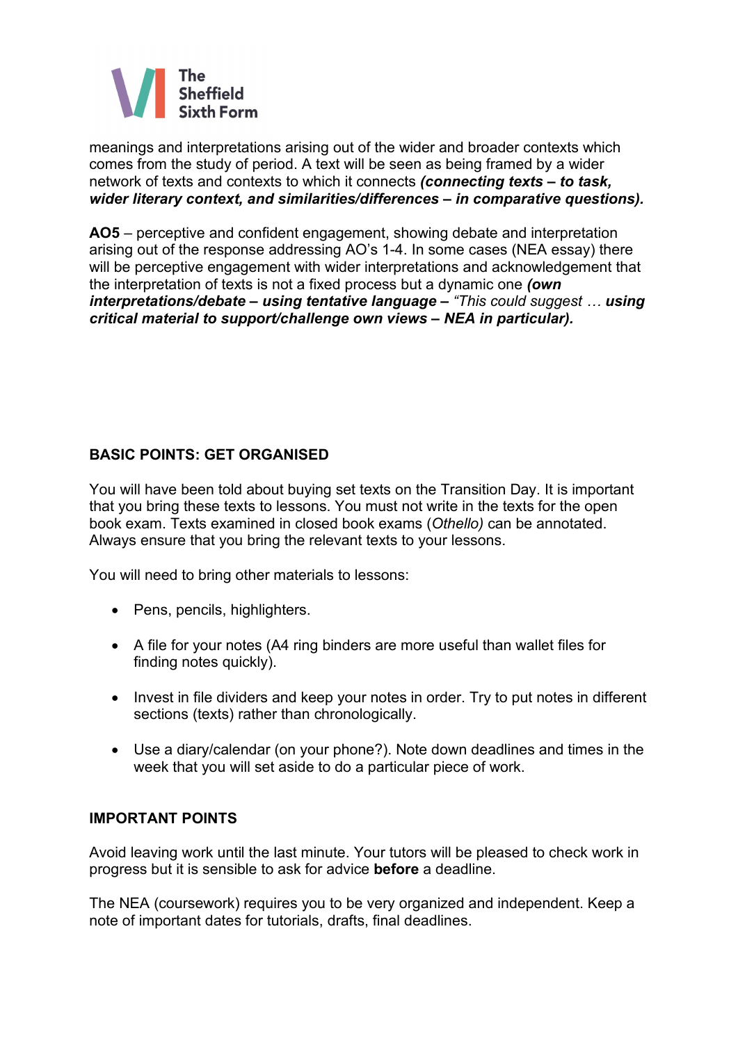meanings and interpretations arising out of the wider and broader contexts which comes from the study of period. A text will be seen as being framed by a wider network of texts and contexts to which it connects ***(connecting texts – to task, wider literary context, and similarities/differences – in comparative questions).***

**AO5** – perceptive and confident engagement, showing debate and interpretation arising out of the response addressing AO's 1-4. In some cases (NEA essay) there will be perceptive engagement with wider interpretations and acknowledgement that the interpretation of texts is not a fixed process but a dynamic one ***(own interpretations/debate – using tentative language –*** *"This could suggest …* ***using critical material to support/challenge own views – NEA in particular).***

## BASIC POINTS: GET ORGANISED

You will have been told about buying set texts on the Transition Day. It is important that you bring these texts to lessons. You must not write in the texts for the open book exam. Texts examined in closed book exams (*Othello)* can be annotated. Always ensure that you bring the relevant texts to your lessons.

You will need to bring other materials to lessons:

- Pens, pencils, highlighters.
- A file for your notes (A4 ring binders are more useful than wallet files for finding notes quickly).
- Invest in file dividers and keep your notes in order. Try to put notes in different sections (texts) rather than chronologically.
- Use a diary/calendar (on your phone?). Note down deadlines and times in the week that you will set aside to do a particular piece of work.

## IMPORTANT POINTS

Avoid leaving work until the last minute. Your tutors will be pleased to check work in progress but it is sensible to ask for advice **before** a deadline.

The NEA (coursework) requires you to be very organized and independent. Keep a note of important dates for tutorials, drafts, final deadlines.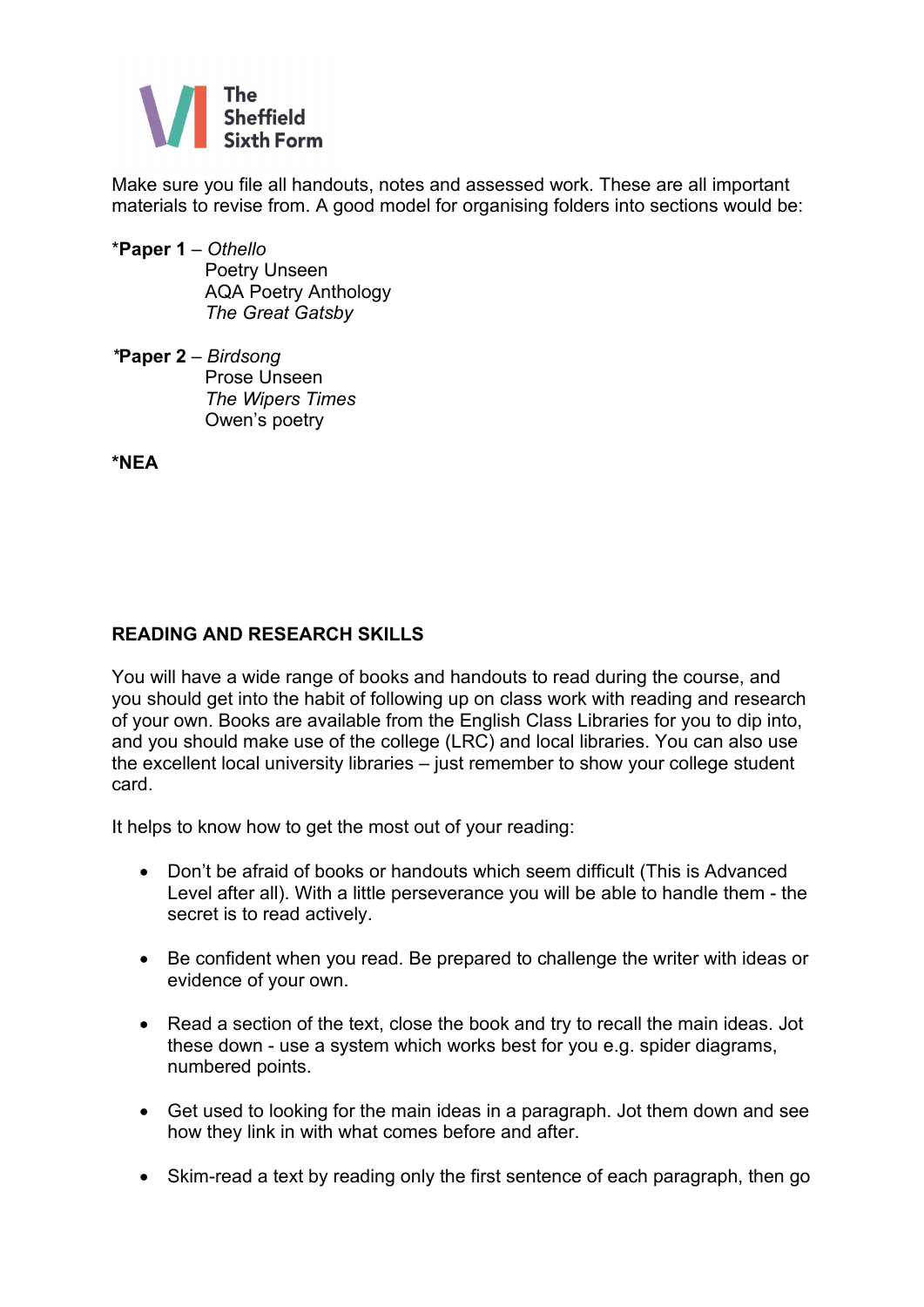Make sure you file all handouts, notes and assessed work. These are all important materials to revise from. A good model for organising folders into sections would be:

*__Paper 1__ – *Othello*
Poetry Unseen
AQA Poetry Anthology
*The Great Gatsby*

*__Paper 2__ – *Birdsong*
Prose Unseen
*The Wipers Times*
Owen's poetry

***NEA**

## READING AND RESEARCH SKILLS

You will have a wide range of books and handouts to read during the course, and you should get into the habit of following up on class work with reading and research of your own. Books are available from the English Class Libraries for you to dip into, and you should make use of the college (LRC) and local libraries. You can also use the excellent local university libraries – just remember to show your college student card.

It helps to know how to get the most out of your reading:

- Don't be afraid of books or handouts which seem difficult (This is Advanced Level after all). With a little perseverance you will be able to handle them - the secret is to read actively.
- Be confident when you read. Be prepared to challenge the writer with ideas or evidence of your own.
- Read a section of the text, close the book and try to recall the main ideas. Jot these down - use a system which works best for you e.g. spider diagrams, numbered points.
- Get used to looking for the main ideas in a paragraph. Jot them down and see how they link in with what comes before and after.
- Skim-read a text by reading only the first sentence of each paragraph, then go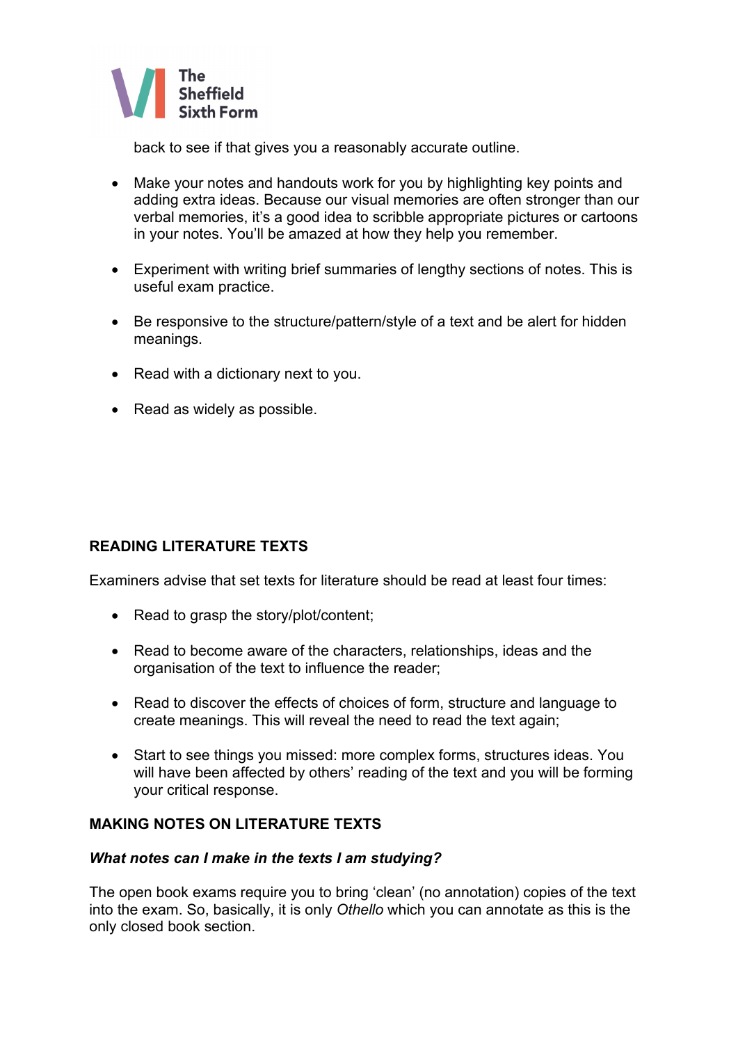back to see if that gives you a reasonably accurate outline.

- Make your notes and handouts work for you by highlighting key points and adding extra ideas. Because our visual memories are often stronger than our verbal memories, it's a good idea to scribble appropriate pictures or cartoons in your notes. You'll be amazed at how they help you remember.

- Experiment with writing brief summaries of lengthy sections of notes. This is useful exam practice.

- Be responsive to the structure/pattern/style of a text and be alert for hidden meanings.

- Read with a dictionary next to you.

- Read as widely as possible.

## READING LITERATURE TEXTS

Examiners advise that set texts for literature should be read at least four times:

- Read to grasp the story/plot/content;

- Read to become aware of the characters, relationships, ideas and the organisation of the text to influence the reader;

- Read to discover the effects of choices of form, structure and language to create meanings. This will reveal the need to read the text again;

- Start to see things you missed: more complex forms, structures ideas. You will have been affected by others' reading of the text and you will be forming your critical response.

## MAKING NOTES ON LITERATURE TEXTS

***What notes can I make in the texts I am studying?***

The open book exams require you to bring 'clean' (no annotation) copies of the text into the exam. So, basically, it is only *Othello* which you can annotate as this is the only closed book section.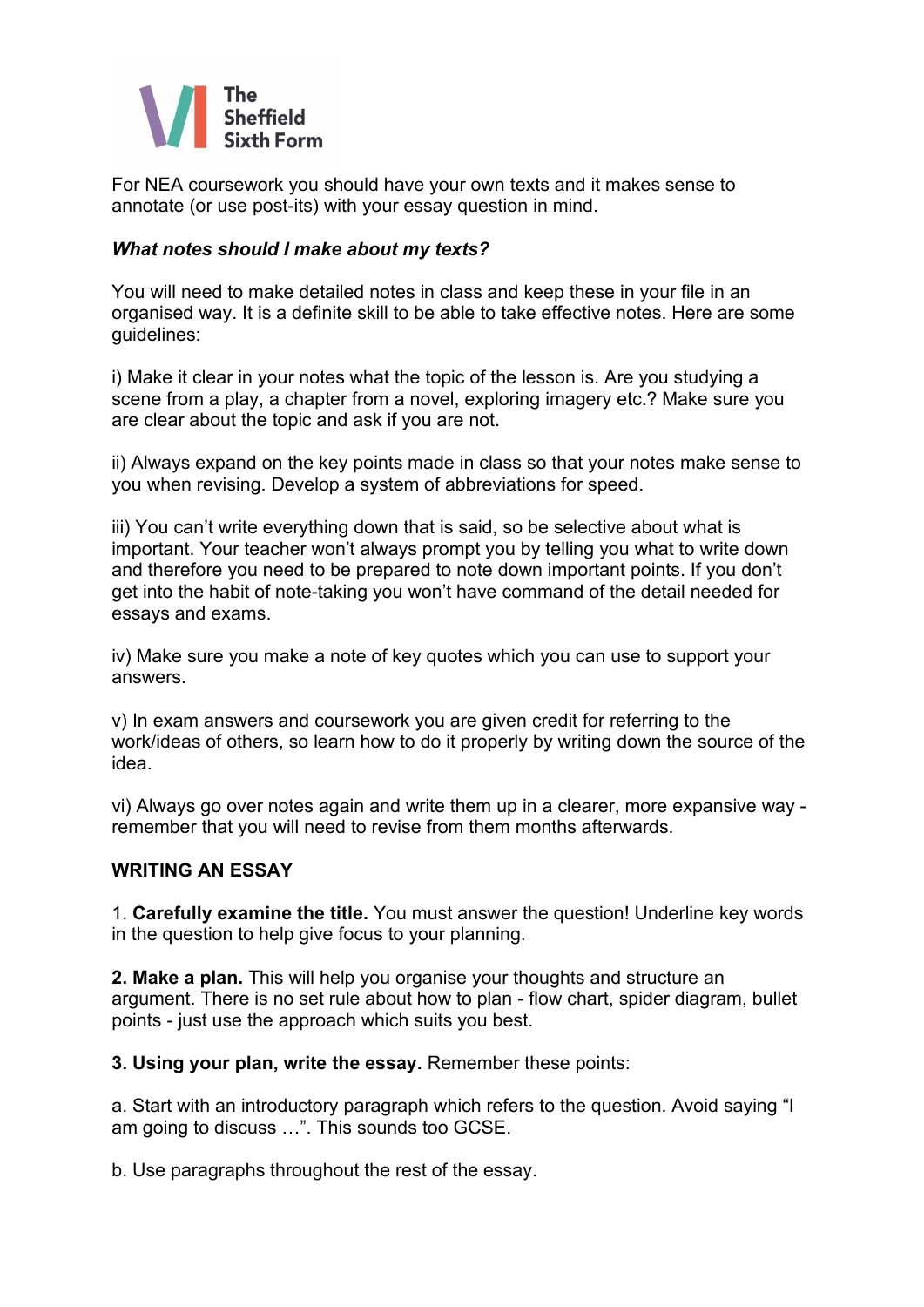For NEA coursework you should have your own texts and it makes sense to annotate (or use post-its) with your essay question in mind.

***What notes should I make about my texts?***

You will need to make detailed notes in class and keep these in your file in an organised way. It is a definite skill to be able to take effective notes. Here are some guidelines:

i) Make it clear in your notes what the topic of the lesson is. Are you studying a scene from a play, a chapter from a novel, exploring imagery etc.? Make sure you are clear about the topic and ask if you are not.

ii) Always expand on the key points made in class so that your notes make sense to you when revising. Develop a system of abbreviations for speed.

iii) You can't write everything down that is said, so be selective about what is important. Your teacher won't always prompt you by telling you what to write down and therefore you need to be prepared to note down important points. If you don't get into the habit of note-taking you won't have command of the detail needed for essays and exams.

iv) Make sure you make a note of key quotes which you can use to support your answers.

v) In exam answers and coursework you are given credit for referring to the work/ideas of others, so learn how to do it properly by writing down the source of the idea.

vi) Always go over notes again and write them up in a clearer, more expansive way - remember that you will need to revise from them months afterwards.

**WRITING AN ESSAY**

1. **Carefully examine the title.** You must answer the question! Underline key words in the question to help give focus to your planning.

**2. Make a plan.** This will help you organise your thoughts and structure an argument. There is no set rule about how to plan - flow chart, spider diagram, bullet points - just use the approach which suits you best.

**3. Using your plan, write the essay.** Remember these points:

a. Start with an introductory paragraph which refers to the question. Avoid saying "I am going to discuss …". This sounds too GCSE.

b. Use paragraphs throughout the rest of the essay.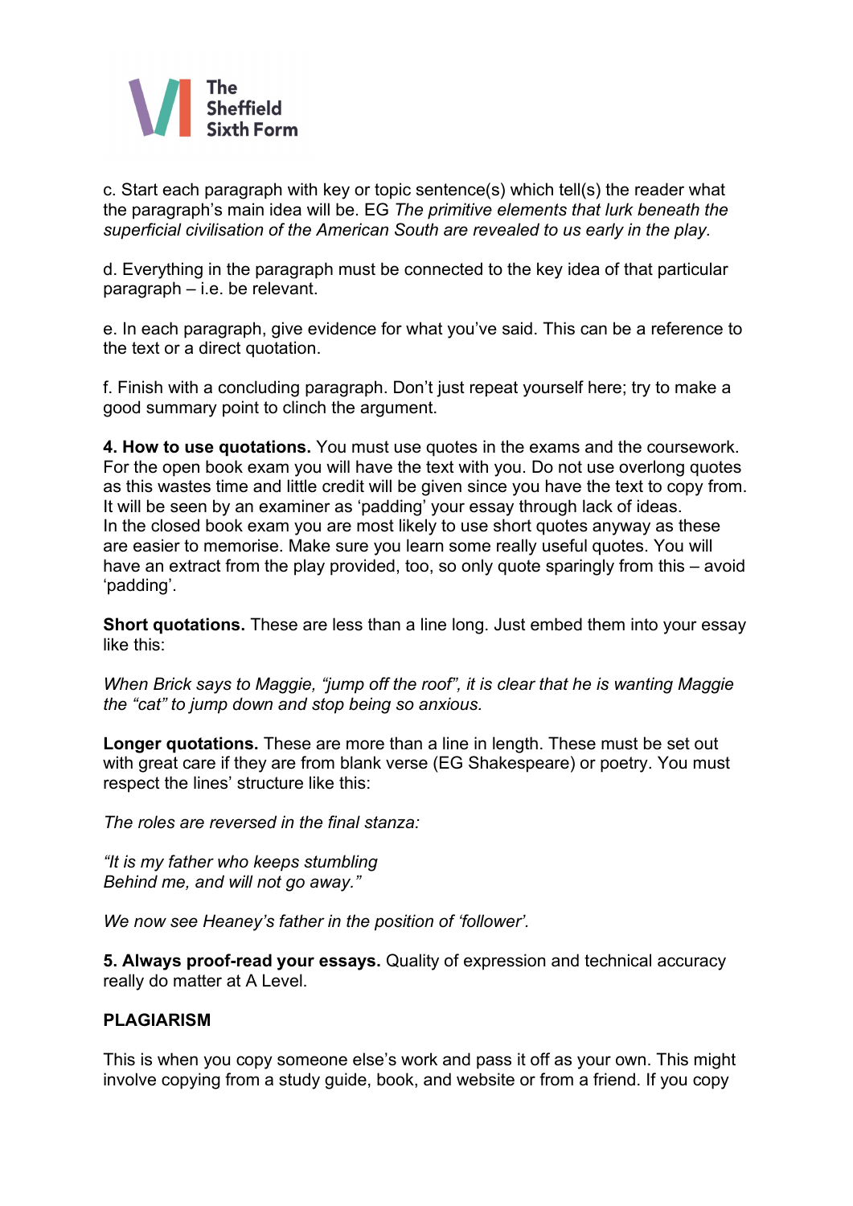c. Start each paragraph with key or topic sentence(s) which tell(s) the reader what the paragraph's main idea will be. EG *The primitive elements that lurk beneath the superficial civilisation of the American South are revealed to us early in the play.*

d. Everything in the paragraph must be connected to the key idea of that particular paragraph – i.e. be relevant.

e. In each paragraph, give evidence for what you've said. This can be a reference to the text or a direct quotation.

f. Finish with a concluding paragraph. Don't just repeat yourself here; try to make a good summary point to clinch the argument.

**4. How to use quotations.** You must use quotes in the exams and the coursework. For the open book exam you will have the text with you. Do not use overlong quotes as this wastes time and little credit will be given since you have the text to copy from. It will be seen by an examiner as 'padding' your essay through lack of ideas.
In the closed book exam you are most likely to use short quotes anyway as these are easier to memorise. Make sure you learn some really useful quotes. You will have an extract from the play provided, too, so only quote sparingly from this – avoid 'padding'.

**Short quotations.** These are less than a line long. Just embed them into your essay like this:

*When Brick says to Maggie, "jump off the roof", it is clear that he is wanting Maggie the "cat" to jump down and stop being so anxious.*

**Longer quotations.** These are more than a line in length. These must be set out with great care if they are from blank verse (EG Shakespeare) or poetry. You must respect the lines' structure like this:

*The roles are reversed in the final stanza:*

*"It is my father who keeps stumbling*
*Behind me, and will not go away."*

*We now see Heaney's father in the position of 'follower'.*

**5. Always proof-read your essays.** Quality of expression and technical accuracy really do matter at A Level.

**PLAGIARISM**

This is when you copy someone else's work and pass it off as your own. This might involve copying from a study guide, book, and website or from a friend. If you copy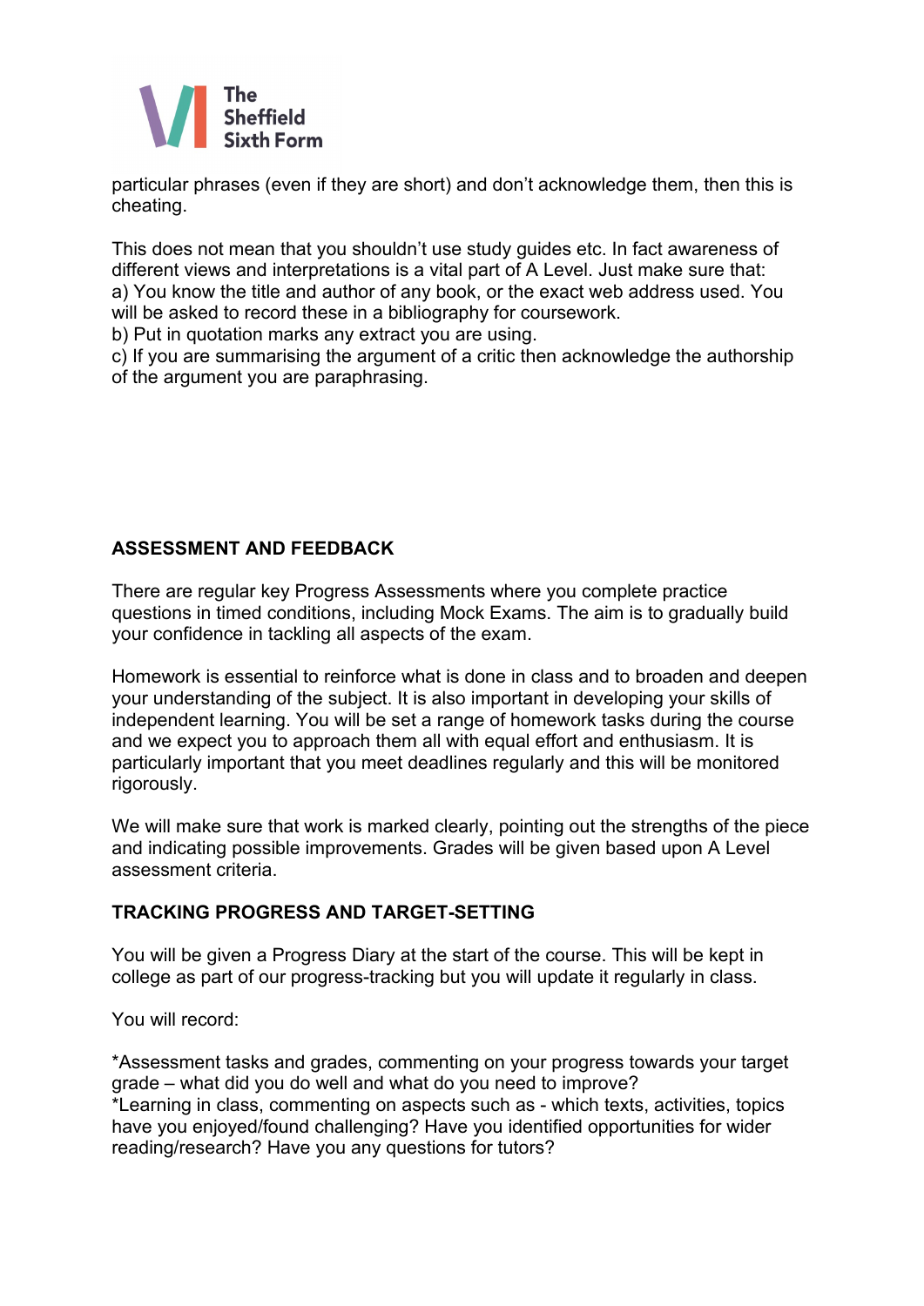particular phrases (even if they are short) and don't acknowledge them, then this is cheating.

This does not mean that you shouldn't use study guides etc. In fact awareness of different views and interpretations is a vital part of A Level. Just make sure that:
a) You know the title and author of any book, or the exact web address used. You will be asked to record these in a bibliography for coursework.
b) Put in quotation marks any extract you are using.
c) If you are summarising the argument of a critic then acknowledge the authorship of the argument you are paraphrasing.

## ASSESSMENT AND FEEDBACK

There are regular key Progress Assessments where you complete practice questions in timed conditions, including Mock Exams. The aim is to gradually build your confidence in tackling all aspects of the exam.

Homework is essential to reinforce what is done in class and to broaden and deepen your understanding of the subject. It is also important in developing your skills of independent learning. You will be set a range of homework tasks during the course and we expect you to approach them all with equal effort and enthusiasm. It is particularly important that you meet deadlines regularly and this will be monitored rigorously.

We will make sure that work is marked clearly, pointing out the strengths of the piece and indicating possible improvements. Grades will be given based upon A Level assessment criteria.

## TRACKING PROGRESS AND TARGET-SETTING

You will be given a Progress Diary at the start of the course. This will be kept in college as part of our progress-tracking but you will update it regularly in class.

You will record:

*Assessment tasks and grades, commenting on your progress towards your target grade – what did you do well and what do you need to improve?
*Learning in class, commenting on aspects such as - which texts, activities, topics have you enjoyed/found challenging? Have you identified opportunities for wider reading/research? Have you any questions for tutors?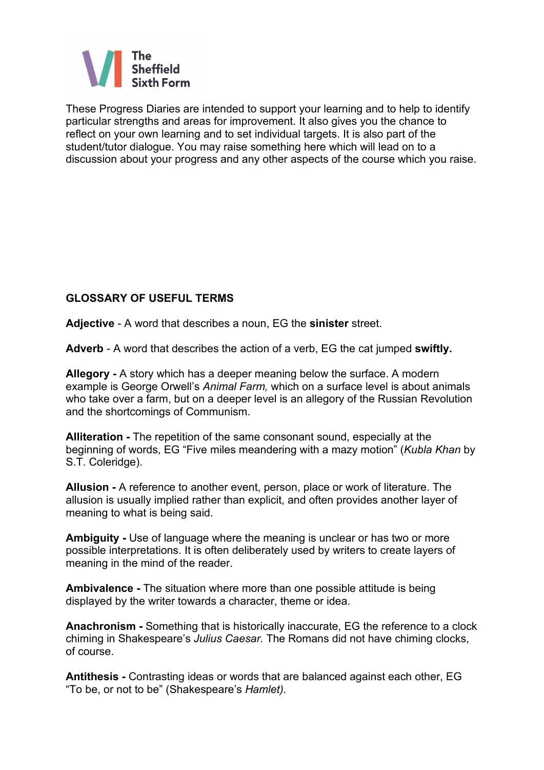The Sheffield Sixth Form

These Progress Diaries are intended to support your learning and to help to identify particular strengths and areas for improvement. It also gives you the chance to reflect on your own learning and to set individual targets. It is also part of the student/tutor dialogue. You may raise something here which will lead on to a discussion about your progress and any other aspects of the course which you raise.

## GLOSSARY OF USEFUL TERMS

**Adjective** - A word that describes a noun, EG the **sinister** street.

**Adverb** - A word that describes the action of a verb, EG the cat jumped **swiftly.**

**Allegory -** A story which has a deeper meaning below the surface. A modern example is George Orwell's *Animal Farm,* which on a surface level is about animals who take over a farm, but on a deeper level is an allegory of the Russian Revolution and the shortcomings of Communism.

**Alliteration -** The repetition of the same consonant sound, especially at the beginning of words, EG "Five miles meandering with a mazy motion" (*Kubla Khan* by S.T. Coleridge).

**Allusion -** A reference to another event, person, place or work of literature. The allusion is usually implied rather than explicit, and often provides another layer of meaning to what is being said.

**Ambiguity -** Use of language where the meaning is unclear or has two or more possible interpretations. It is often deliberately used by writers to create layers of meaning in the mind of the reader.

**Ambivalence -** The situation where more than one possible attitude is being displayed by the writer towards a character, theme or idea.

**Anachronism -** Something that is historically inaccurate, EG the reference to a clock chiming in Shakespeare's *Julius Caesar.* The Romans did not have chiming clocks, of course.

**Antithesis -** Contrasting ideas or words that are balanced against each other, EG "To be, or not to be" (Shakespeare's *Hamlet).*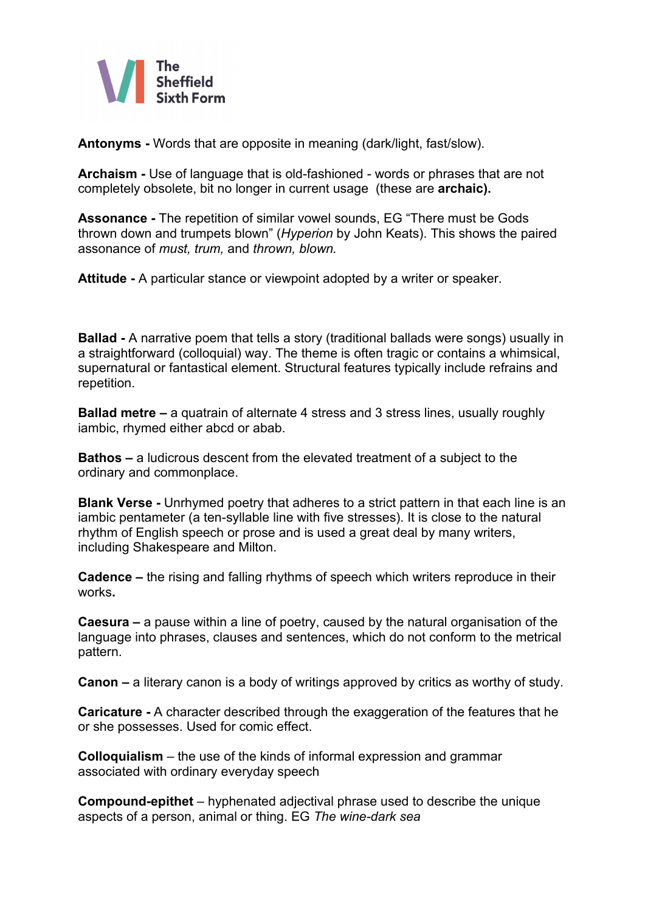**Antonyms -** Words that are opposite in meaning (dark/light, fast/slow).

**Archaism -** Use of language that is old-fashioned - words or phrases that are not completely obsolete, bit no longer in current usage (these are **archaic).**

**Assonance -** The repetition of similar vowel sounds, EG "There must be Gods thrown down and trumpets blown" (*Hyperion* by John Keats). This shows the paired assonance of *must, trum,* and *thrown, blown.*

**Attitude -** A particular stance or viewpoint adopted by a writer or speaker.

**Ballad -** A narrative poem that tells a story (traditional ballads were songs) usually in a straightforward (colloquial) way. The theme is often tragic or contains a whimsical, supernatural or fantastical element. Structural features typically include refrains and repetition.

**Ballad metre –** a quatrain of alternate 4 stress and 3 stress lines, usually roughly iambic, rhymed either abcd or abab.

**Bathos –** a ludicrous descent from the elevated treatment of a subject to the ordinary and commonplace.

**Blank Verse -** Unrhymed poetry that adheres to a strict pattern in that each line is an iambic pentameter (a ten-syllable line with five stresses). It is close to the natural rhythm of English speech or prose and is used a great deal by many writers, including Shakespeare and Milton.

**Cadence –** the rising and falling rhythms of speech which writers reproduce in their works**.**

**Caesura –** a pause within a line of poetry, caused by the natural organisation of the language into phrases, clauses and sentences, which do not conform to the metrical pattern.

**Canon –** a literary canon is a body of writings approved by critics as worthy of study.

**Caricature -** A character described through the exaggeration of the features that he or she possesses. Used for comic effect.

**Colloquialism** – the use of the kinds of informal expression and grammar associated with ordinary everyday speech

**Compound-epithet** – hyphenated adjectival phrase used to describe the unique aspects of a person, animal or thing. EG *The wine-dark sea*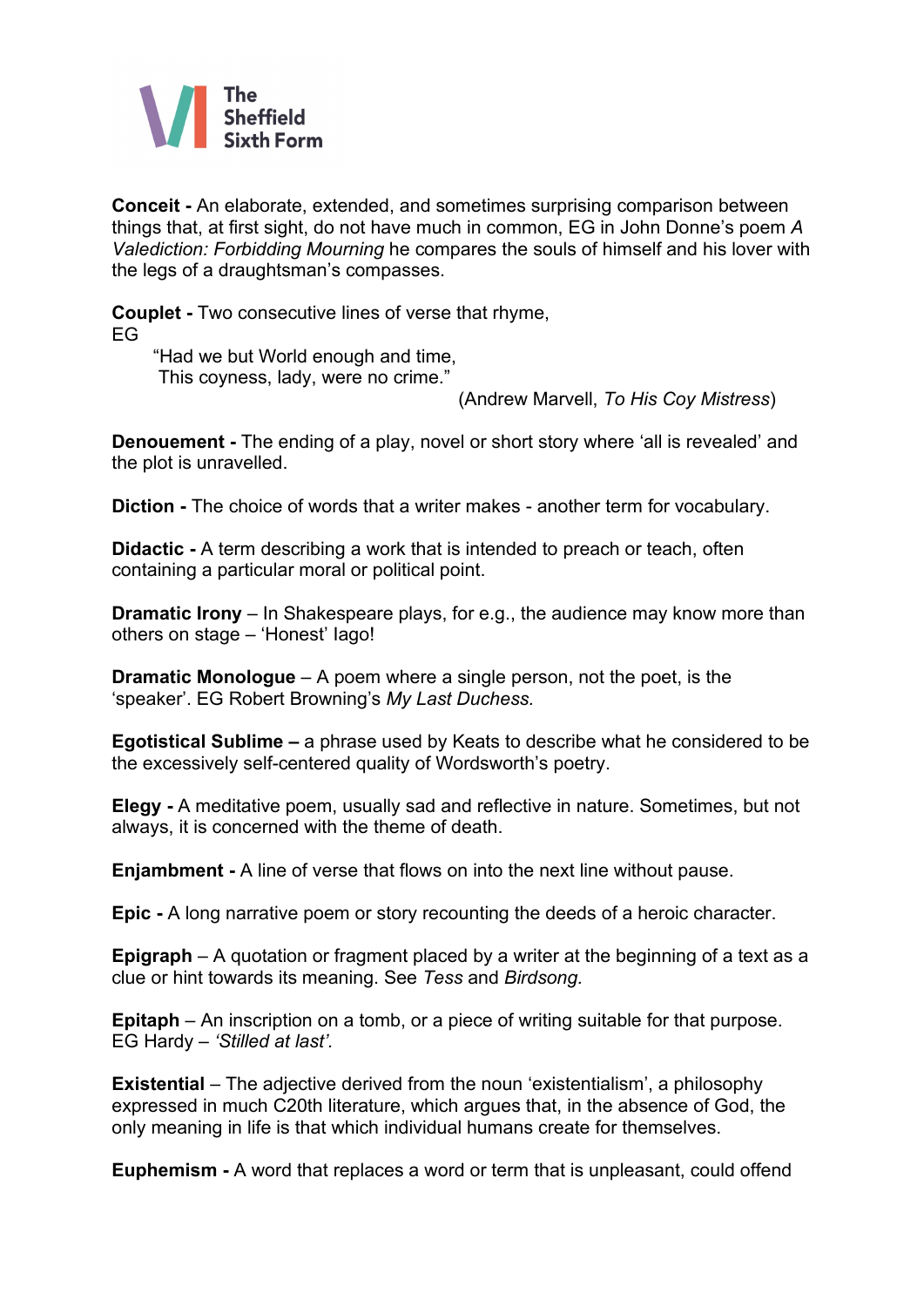**Conceit -** An elaborate, extended, and sometimes surprising comparison between things that, at first sight, do not have much in common, EG in John Donne's poem *A Valediction: Forbidding Mourning* he compares the souls of himself and his lover with the legs of a draughtsman's compasses.

**Couplet -** Two consecutive lines of verse that rhyme,
EG

> "Had we but World enough and time,
> This coyness, lady, were no crime."
>
> (Andrew Marvell, *To His Coy Mistress*)

**Denouement -** The ending of a play, novel or short story where 'all is revealed' and the plot is unravelled.

**Diction -** The choice of words that a writer makes - another term for vocabulary.

**Didactic -** A term describing a work that is intended to preach or teach, often containing a particular moral or political point.

**Dramatic Irony** – In Shakespeare plays, for e.g., the audience may know more than others on stage – 'Honest' Iago!

**Dramatic Monologue** – A poem where a single person, not the poet, is the 'speaker'. EG Robert Browning's *My Last Duchess.*

**Egotistical Sublime –** a phrase used by Keats to describe what he considered to be the excessively self-centered quality of Wordsworth's poetry.

**Elegy -** A meditative poem, usually sad and reflective in nature. Sometimes, but not always, it is concerned with the theme of death.

**Enjambment -** A line of verse that flows on into the next line without pause.

**Epic -** A long narrative poem or story recounting the deeds of a heroic character.

**Epigraph** – A quotation or fragment placed by a writer at the beginning of a text as a clue or hint towards its meaning. See *Tess* and *Birdsong.*

**Epitaph** – An inscription on a tomb, or a piece of writing suitable for that purpose. EG Hardy – *'Stilled at last'.*

**Existential** – The adjective derived from the noun 'existentialism', a philosophy expressed in much C20th literature, which argues that, in the absence of God, the only meaning in life is that which individual humans create for themselves.

**Euphemism -** A word that replaces a word or term that is unpleasant, could offend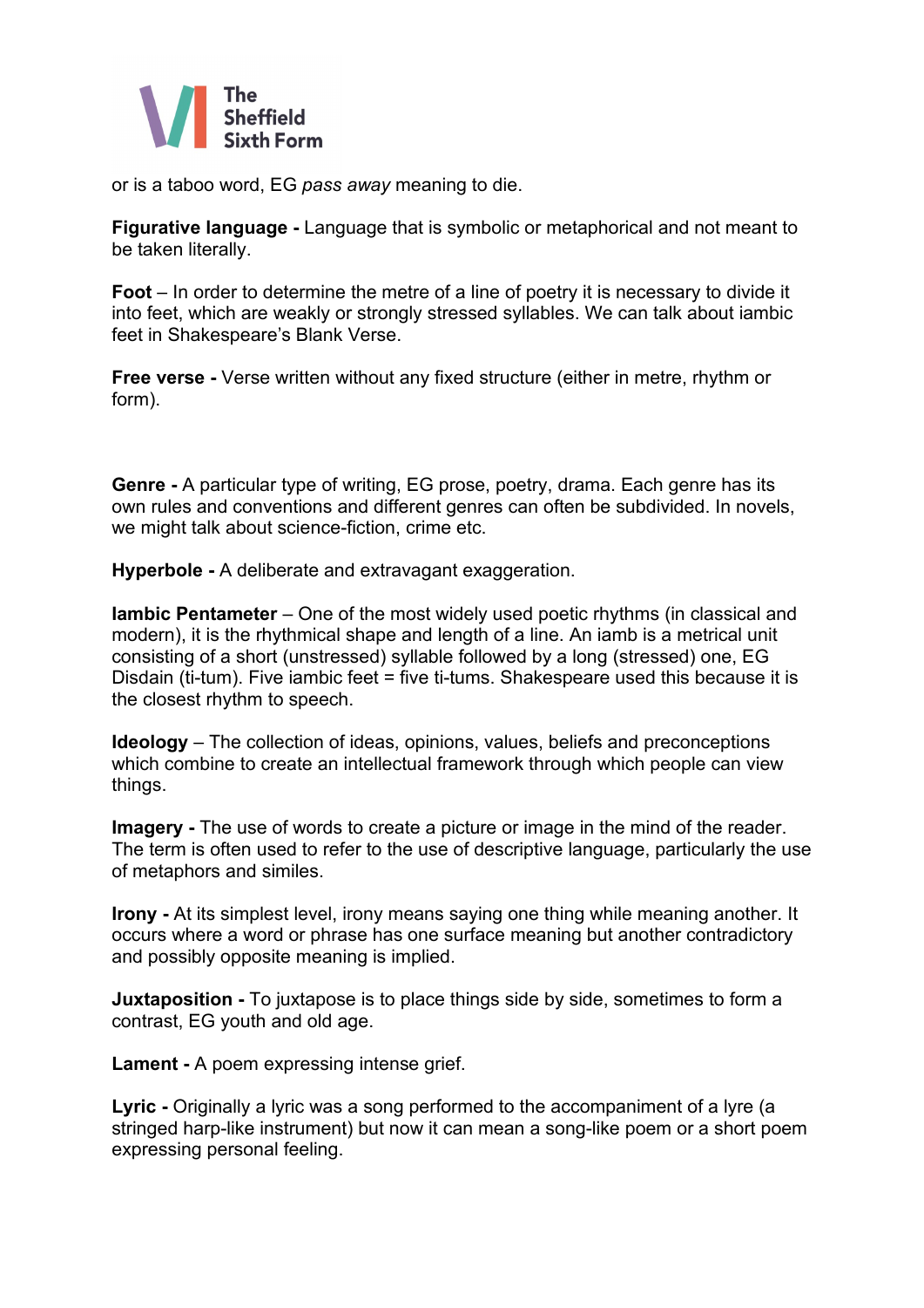or is a taboo word, EG *pass away* meaning to die.

**Figurative language -** Language that is symbolic or metaphorical and not meant to be taken literally.

**Foot** – In order to determine the metre of a line of poetry it is necessary to divide it into feet, which are weakly or strongly stressed syllables. We can talk about iambic feet in Shakespeare's Blank Verse.

**Free verse -** Verse written without any fixed structure (either in metre, rhythm or form).

**Genre -** A particular type of writing, EG prose, poetry, drama. Each genre has its own rules and conventions and different genres can often be subdivided. In novels, we might talk about science-fiction, crime etc.

**Hyperbole -** A deliberate and extravagant exaggeration.

**Iambic Pentameter** – One of the most widely used poetic rhythms (in classical and modern), it is the rhythmical shape and length of a line. An iamb is a metrical unit consisting of a short (unstressed) syllable followed by a long (stressed) one, EG Disdain (ti-tum). Five iambic feet = five ti-tums. Shakespeare used this because it is the closest rhythm to speech.

**Ideology** – The collection of ideas, opinions, values, beliefs and preconceptions which combine to create an intellectual framework through which people can view things.

**Imagery -** The use of words to create a picture or image in the mind of the reader. The term is often used to refer to the use of descriptive language, particularly the use of metaphors and similes.

**Irony -** At its simplest level, irony means saying one thing while meaning another. It occurs where a word or phrase has one surface meaning but another contradictory and possibly opposite meaning is implied.

**Juxtaposition -** To juxtapose is to place things side by side, sometimes to form a contrast, EG youth and old age.

**Lament -** A poem expressing intense grief.

**Lyric -** Originally a lyric was a song performed to the accompaniment of a lyre (a stringed harp-like instrument) but now it can mean a song-like poem or a short poem expressing personal feeling.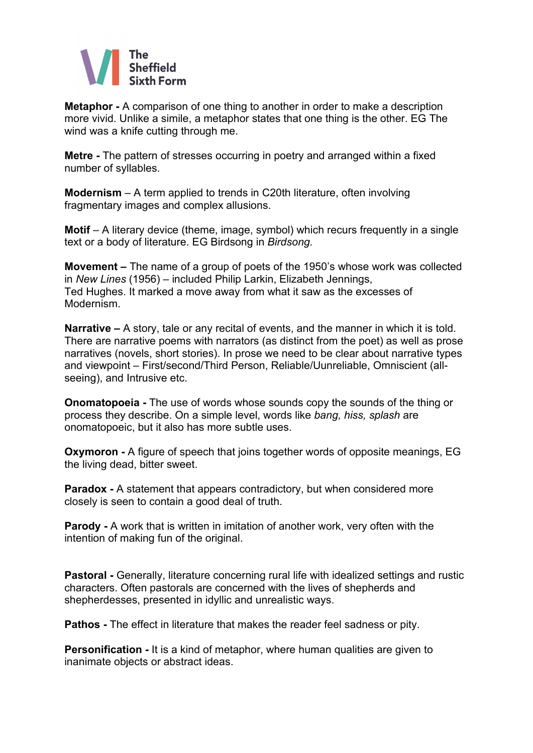**Metaphor -** A comparison of one thing to another in order to make a description more vivid. Unlike a simile, a metaphor states that one thing is the other. EG The wind was a knife cutting through me.

**Metre -** The pattern of stresses occurring in poetry and arranged within a fixed number of syllables.

**Modernism** – A term applied to trends in C20th literature, often involving fragmentary images and complex allusions.

**Motif** – A literary device (theme, image, symbol) which recurs frequently in a single text or a body of literature. EG Birdsong in *Birdsong.*

**Movement –** The name of a group of poets of the 1950's whose work was collected in *New Lines* (1956) – included Philip Larkin, Elizabeth Jennings, Ted Hughes. It marked a move away from what it saw as the excesses of Modernism.

**Narrative –** A story, tale or any recital of events, and the manner in which it is told. There are narrative poems with narrators (as distinct from the poet) as well as prose narratives (novels, short stories). In prose we need to be clear about narrative types and viewpoint – First/second/Third Person, Reliable/Uunreliable, Omniscient (all-seeing), and Intrusive etc.

**Onomatopoeia -** The use of words whose sounds copy the sounds of the thing or process they describe. On a simple level, words like *bang, hiss, splash* are onomatopoeic, but it also has more subtle uses.

**Oxymoron -** A figure of speech that joins together words of opposite meanings, EG the living dead, bitter sweet.

**Paradox -** A statement that appears contradictory, but when considered more closely is seen to contain a good deal of truth.

**Parody -** A work that is written in imitation of another work, very often with the intention of making fun of the original.

**Pastoral -** Generally, literature concerning rural life with idealized settings and rustic characters. Often pastorals are concerned with the lives of shepherds and shepherdesses, presented in idyllic and unrealistic ways.

**Pathos -** The effect in literature that makes the reader feel sadness or pity.

**Personification -** It is a kind of metaphor, where human qualities are given to inanimate objects or abstract ideas.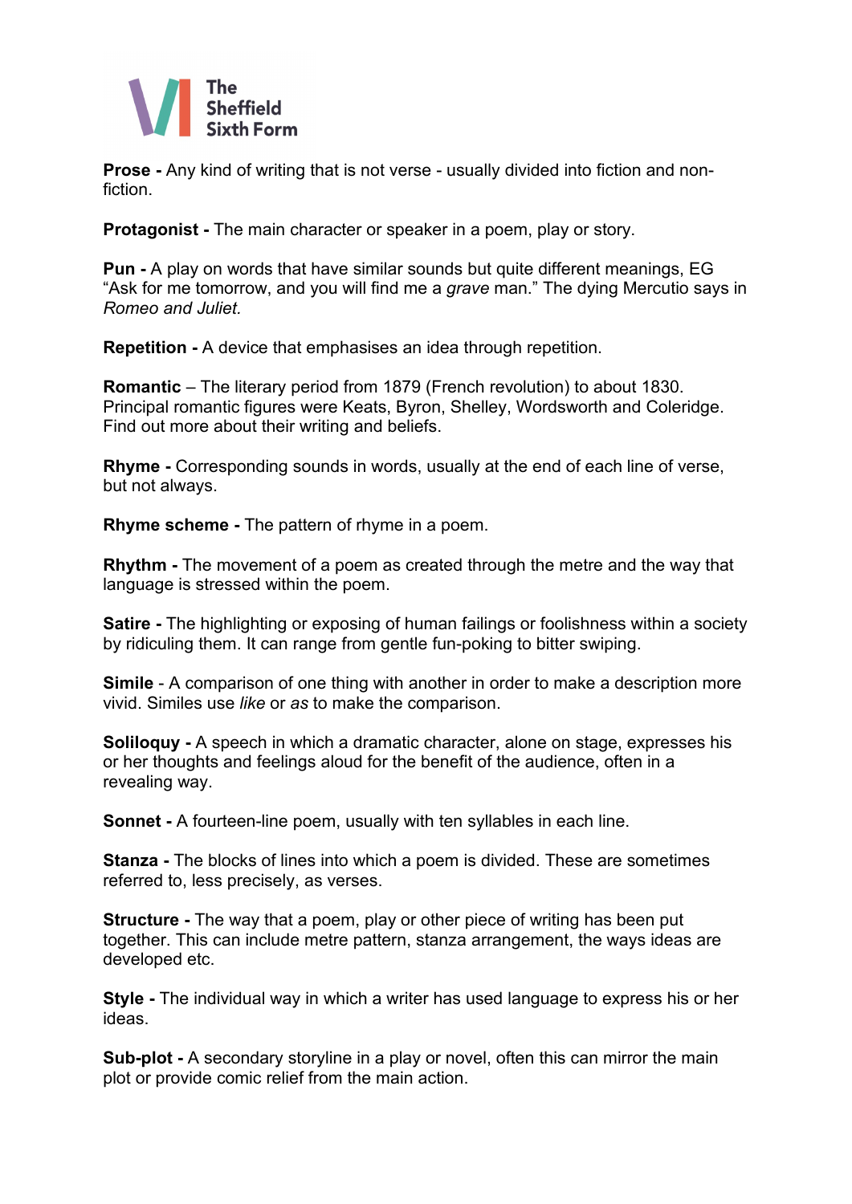**Prose -** Any kind of writing that is not verse - usually divided into fiction and non-fiction.

**Protagonist -** The main character or speaker in a poem, play or story.

**Pun -** A play on words that have similar sounds but quite different meanings, EG "Ask for me tomorrow, and you will find me a *grave* man." The dying Mercutio says in *Romeo and Juliet.*

**Repetition -** A device that emphasises an idea through repetition.

**Romantic** – The literary period from 1879 (French revolution) to about 1830. Principal romantic figures were Keats, Byron, Shelley, Wordsworth and Coleridge. Find out more about their writing and beliefs.

**Rhyme -** Corresponding sounds in words, usually at the end of each line of verse, but not always.

**Rhyme scheme -** The pattern of rhyme in a poem.

**Rhythm -** The movement of a poem as created through the metre and the way that language is stressed within the poem.

**Satire -** The highlighting or exposing of human failings or foolishness within a society by ridiculing them. It can range from gentle fun-poking to bitter swiping.

**Simile** - A comparison of one thing with another in order to make a description more vivid. Similes use *like* or *as* to make the comparison.

**Soliloquy -** A speech in which a dramatic character, alone on stage, expresses his or her thoughts and feelings aloud for the benefit of the audience, often in a revealing way.

**Sonnet -** A fourteen-line poem, usually with ten syllables in each line.

**Stanza -** The blocks of lines into which a poem is divided. These are sometimes referred to, less precisely, as verses.

**Structure -** The way that a poem, play or other piece of writing has been put together. This can include metre pattern, stanza arrangement, the ways ideas are developed etc.

**Style -** The individual way in which a writer has used language to express his or her ideas.

**Sub-plot -** A secondary storyline in a play or novel, often this can mirror the main plot or provide comic relief from the main action.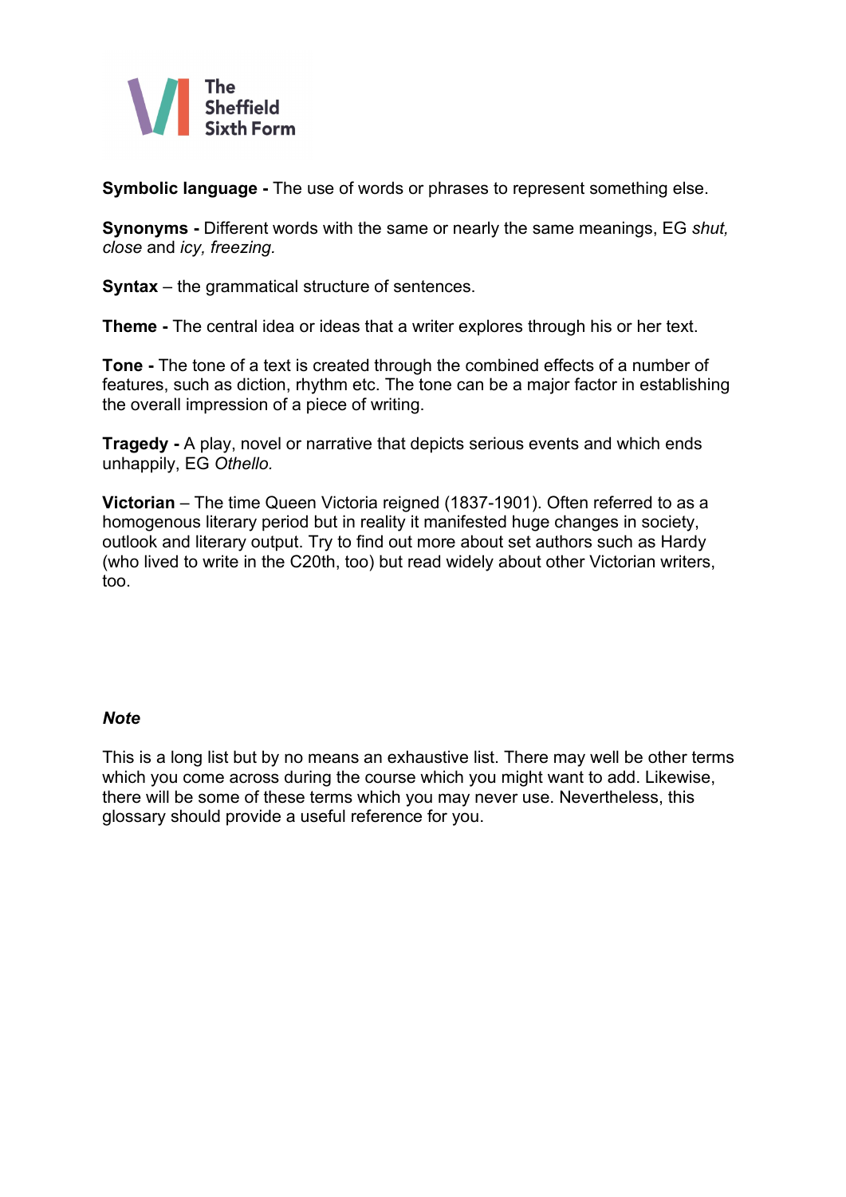**Symbolic language -** The use of words or phrases to represent something else.

**Synonyms -** Different words with the same or nearly the same meanings, EG *shut, close* and *icy, freezing.*

**Syntax** – the grammatical structure of sentences.

**Theme -** The central idea or ideas that a writer explores through his or her text.

**Tone -** The tone of a text is created through the combined effects of a number of features, such as diction, rhythm etc. The tone can be a major factor in establishing the overall impression of a piece of writing.

**Tragedy -** A play, novel or narrative that depicts serious events and which ends unhappily, EG *Othello.*

**Victorian** – The time Queen Victoria reigned (1837-1901). Often referred to as a homogenous literary period but in reality it manifested huge changes in society, outlook and literary output. Try to find out more about set authors such as Hardy (who lived to write in the C20th, too) but read widely about other Victorian writers, too.

***Note***

This is a long list but by no means an exhaustive list. There may well be other terms which you come across during the course which you might want to add. Likewise, there will be some of these terms which you may never use. Nevertheless, this glossary should provide a useful reference for you.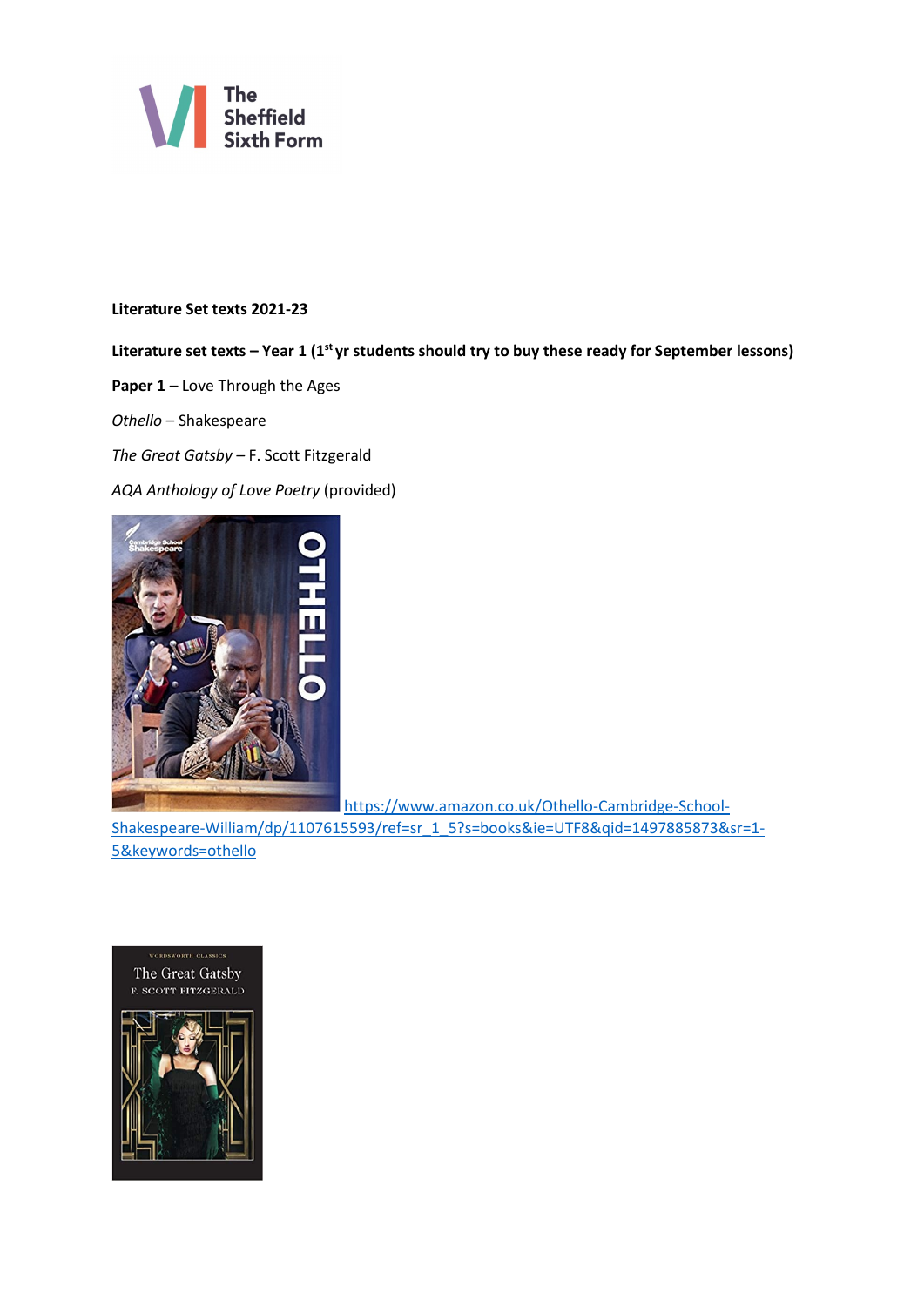**Literature Set texts 2021-23**

**Literature set texts – Year 1 (1st yr students should try to buy these ready for September lessons)**

**Paper 1** – Love Through the Ages

*Othello* – Shakespeare

*The Great Gatsby* – F. Scott Fitzgerald

*AQA Anthology of Love Poetry* (provided)

https://www.amazon.co.uk/Othello-Cambridge-School-Shakespeare-William/dp/1107615593/ref=sr_1_5?s=books&ie=UTF8&qid=1497885873&sr=1-5&keywords=othello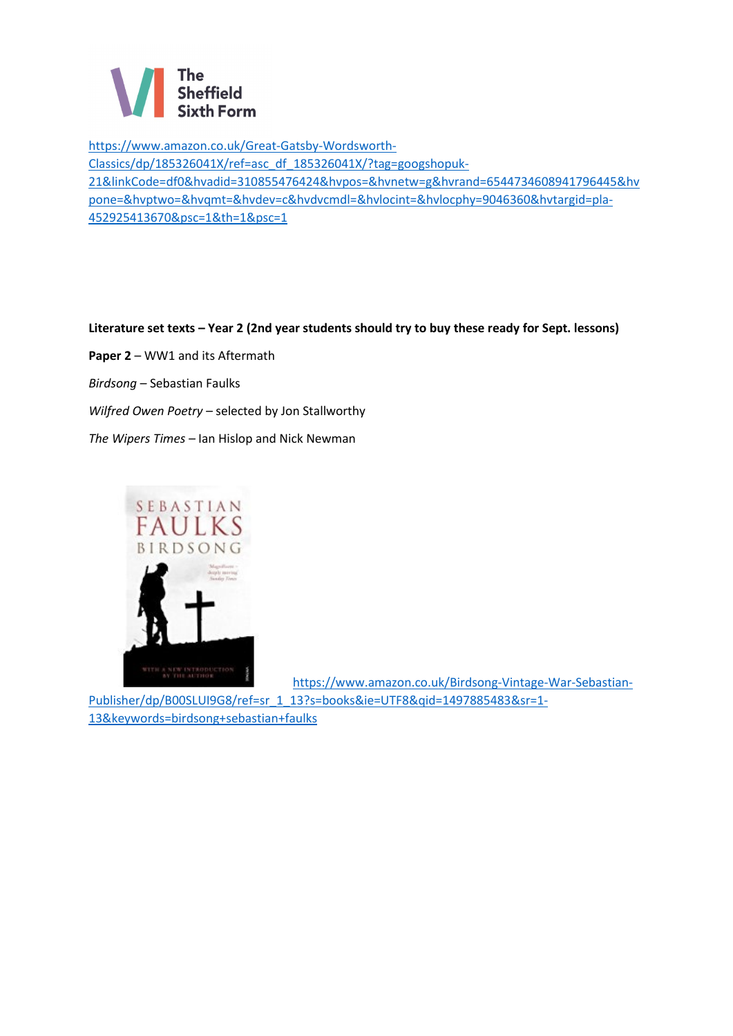https://www.amazon.co.uk/Great-Gatsby-Wordsworth-Classics/dp/185326041X/ref=asc_df_185326041X/?tag=googshopuk-21&linkCode=df0&hvadid=310855476424&hvpos=&hvnetw=g&hvrand=6544734608941796445&hvpone=&hvptwo=&hvqmt=&hvdev=c&hvdvcmdl=&hvlocint=&hvlocphy=9046360&hvtargid=pla-452925413670&psc=1&th=1&psc=1

**Literature set texts – Year 2 (2nd year students should try to buy these ready for Sept. lessons)**

**Paper 2** – WW1 and its Aftermath

*Birdsong* – Sebastian Faulks

*Wilfred Owen Poetry* – selected by Jon Stallworthy

*The Wipers Times* – Ian Hislop and Nick Newman

https://www.amazon.co.uk/Birdsong-Vintage-War-Sebastian-Publisher/dp/B00SLUI9G8/ref=sr_1_13?s=books&ie=UTF8&qid=1497885483&sr=1-13&keywords=birdsong+sebastian+faulks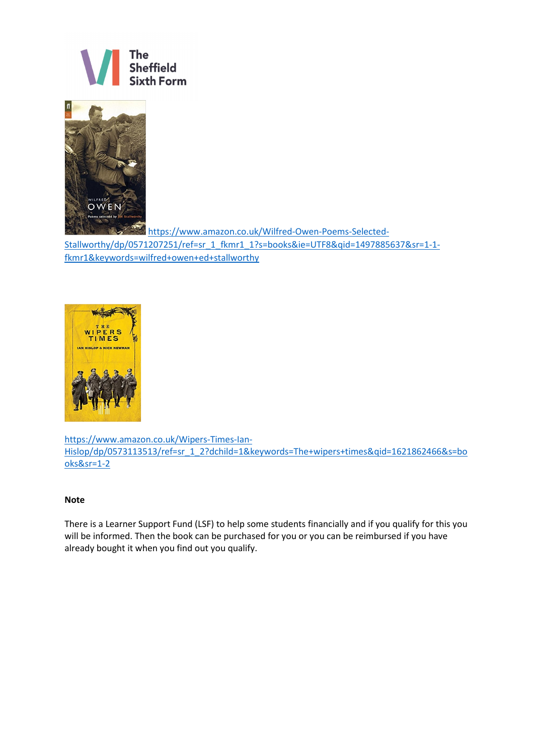https://www.amazon.co.uk/Wilfred-Owen-Poems-Selected-Stallworthy/dp/0571207251/ref=sr_1_fkmr1_1?s=books&ie=UTF8&qid=1497885637&sr=1-1-fkmr1&keywords=wilfred+owen+ed+stallworthy

https://www.amazon.co.uk/Wipers-Times-Ian-Hislop/dp/0573113513/ref=sr_1_2?dchild=1&keywords=The+wipers+times&qid=1621862466&s=books&sr=1-2

**Note**

There is a Learner Support Fund (LSF) to help some students financially and if you qualify for this you will be informed. Then the book can be purchased for you or you can be reimbursed if you have already bought it when you find out you qualify.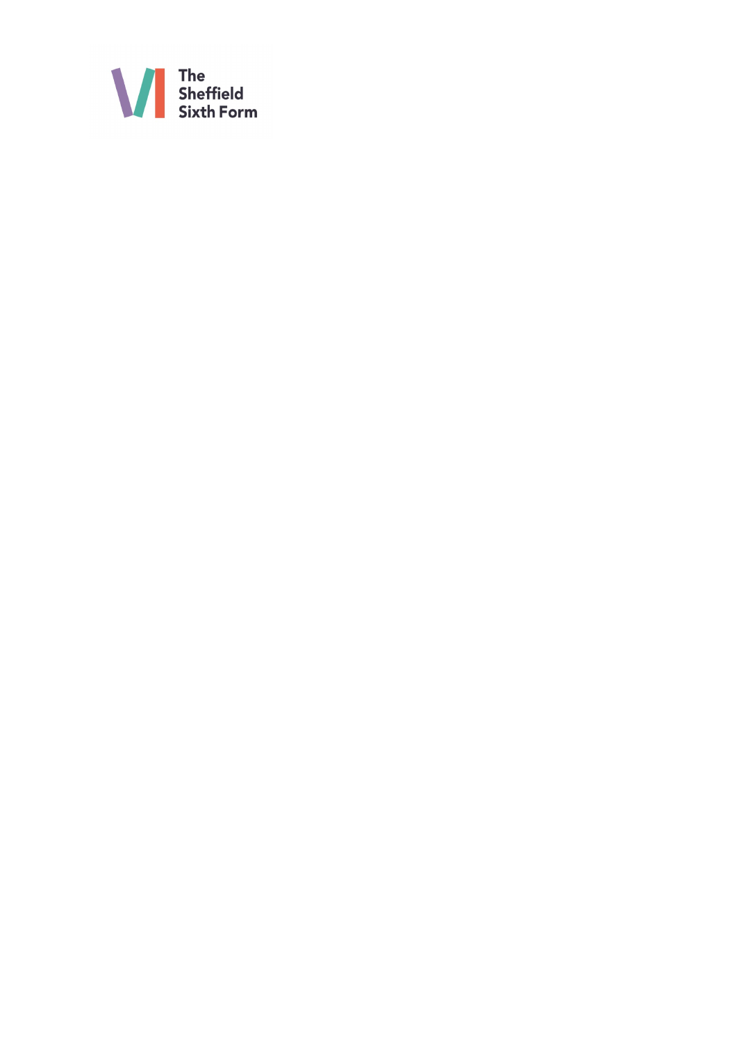The Sheffield Sixth Form